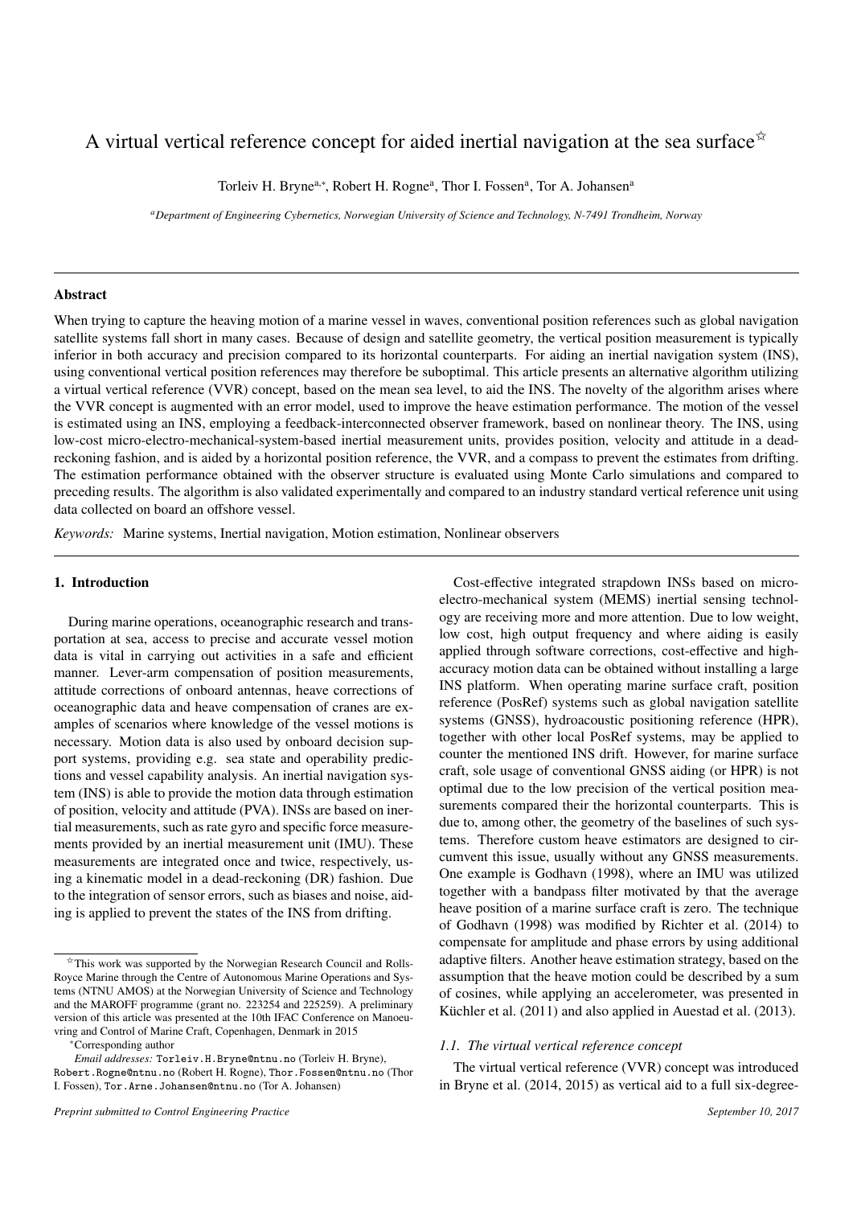# A virtual vertical reference concept for aided inertial navigation at the sea surface[☆]

Torleiv H. Bryne[a,*], Robert H. Rogne[a], Thor I. Fossen[a], Tor A. Johansen[a]

[a]*Department of Engineering Cybernetics, Norwegian University of Science and Technology, N-7491 Trondheim, Norway*

---

## Abstract

When trying to capture the heaving motion of a marine vessel in waves, conventional position references such as global navigation satellite systems fall short in many cases. Because of design and satellite geometry, the vertical position measurement is typically inferior in both accuracy and precision compared to its horizontal counterparts. For aiding an inertial navigation system (INS), using conventional vertical position references may therefore be suboptimal. This article presents an alternative algorithm utilizing a virtual vertical reference (VVR) concept, based on the mean sea level, to aid the INS. The novelty of the algorithm arises where the VVR concept is augmented with an error model, used to improve the heave estimation performance. The motion of the vessel is estimated using an INS, employing a feedback-interconnected observer framework, based on nonlinear theory. The INS, using low-cost micro-electro-mechanical-system-based inertial measurement units, provides position, velocity and attitude in a dead-reckoning fashion, and is aided by a horizontal position reference, the VVR, and a compass to prevent the estimates from drifting. The estimation performance obtained with the observer structure is evaluated using Monte Carlo simulations and compared to preceding results. The algorithm is also validated experimentally and compared to an industry standard vertical reference unit using data collected on board an offshore vessel.

*Keywords:* Marine systems, Inertial navigation, Motion estimation, Nonlinear observers

---

## 1. Introduction

During marine operations, oceanographic research and transportation at sea, access to precise and accurate vessel motion data is vital in carrying out activities in a safe and efficient manner. Lever-arm compensation of position measurements, attitude corrections of onboard antennas, heave corrections of oceanographic data and heave compensation of cranes are examples of scenarios where knowledge of the vessel motions is necessary. Motion data is also used by onboard decision support systems, providing e.g. sea state and operability predictions and vessel capability analysis. An inertial navigation system (INS) is able to provide the motion data through estimation of position, velocity and attitude (PVA). INSs are based on inertial measurements, such as rate gyro and specific force measurements provided by an inertial measurement unit (IMU). These measurements are integrated once and twice, respectively, using a kinematic model in a dead-reckoning (DR) fashion. Due to the integration of sensor errors, such as biases and noise, aiding is applied to prevent the states of the INS from drifting.

Cost-effective integrated strapdown INSs based on micro-electro-mechanical system (MEMS) inertial sensing technology are receiving more and more attention. Due to low weight, low cost, high output frequency and where aiding is easily applied through software corrections, cost-effective and high-accuracy motion data can be obtained without installing a large INS platform. When operating marine surface craft, position reference (PosRef) systems such as global navigation satellite systems (GNSS), hydroacoustic positioning reference (HPR), together with other local PosRef systems, may be applied to counter the mentioned INS drift. However, for marine surface craft, sole usage of conventional GNSS aiding (or HPR) is not optimal due to the low precision of the vertical position measurements compared their the horizontal counterparts. This is due to, among other, the geometry of the baselines of such systems. Therefore custom heave estimators are designed to circumvent this issue, usually without any GNSS measurements. One example is Godhavn (1998), where an IMU was utilized together with a bandpass filter motivated by that the average heave position of a marine surface craft is zero. The technique of Godhavn (1998) was modified by Richter et al. (2014) to compensate for amplitude and phase errors by using additional adaptive filters. Another heave estimation strategy, based on the assumption that the heave motion could be described by a sum of cosines, while applying an accelerometer, was presented in Küchler et al. (2011) and also applied in Auestad et al. (2013).

### 1.1. The virtual vertical reference concept

The virtual vertical reference (VVR) concept was introduced in Bryne et al. (2014, 2015) as vertical aid to a full six-degree-

[☆]This work was supported by the Norwegian Research Council and Rolls-Royce Marine through the Centre of Autonomous Marine Operations and Systems (NTNU AMOS) at the Norwegian University of Science and Technology and the MAROFF programme (grant no. 223254 and 225259). A preliminary version of this article was presented at the 10th IFAC Conference on Manoeuvring and Control of Marine Craft, Copenhagen, Denmark in 2015

[*]Corresponding author

*Email addresses:* Torleiv.H.Bryne@ntnu.no (Torleiv H. Bryne), Robert.Rogne@ntnu.no (Robert H. Rogne), Thor.Fossen@ntnu.no (Thor I. Fossen), Tor.Arne.Johansen@ntnu.no (Tor A. Johansen)

*Preprint submitted to Control Engineering Practice* — *September 10, 2017*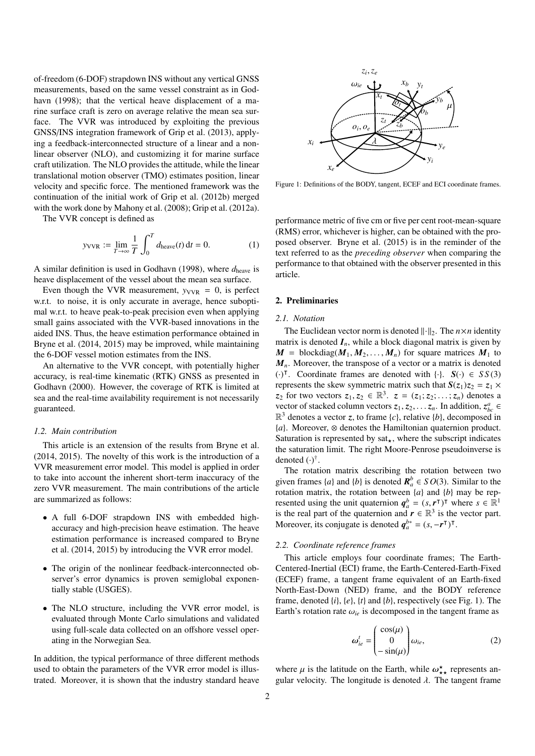of-freedom (6-DOF) strapdown INS without any vertical GNSS measurements, based on the same vessel constraint as in Godhavn (1998); that the vertical heave displacement of a marine surface craft is zero on average relative the mean sea surface. The VVR was introduced by exploiting the previous GNSS/INS integration framework of Grip et al. (2013), applying a feedback-interconnected structure of a linear and a nonlinear observer (NLO), and customizing it for marine surface craft utilization. The NLO provides the attitude, while the linear translational motion observer (TMO) estimates position, linear velocity and specific force. The mentioned framework was the continuation of the initial work of Grip et al. (2012b) merged with the work done by Mahony et al. (2008); Grip et al. (2012a).

The VVR concept is defined as

$$y_{\text{VVR}} := \lim_{T\to\infty} \frac{1}{T}\int_0^T d_{\text{heave}}(t)\,\mathrm{d}t = 0. \tag{1}$$

A similar definition is used in Godhavn (1998), where $d_{\text{heave}}$ is heave displacement of the vessel about the mean sea surface.

Even though the VVR measurement, $y_{\text{VVR}} = 0$, is perfect w.r.t. to noise, it is only accurate in average, hence suboptimal w.r.t. to heave peak-to-peak precision even when applying small gains associated with the VVR-based innovations in the aided INS. Thus, the heave estimation performance obtained in Bryne et al. (2014, 2015) may be improved, while maintaining the 6-DOF vessel motion estimates from the INS.

An alternative to the VVR concept, with potentially higher accuracy, is real-time kinematic (RTK) GNSS as presented in Godhavn (2000). However, the coverage of RTK is limited at sea and the real-time availability requirement is not necessarily guaranteed.

### 1.2. Main contribution

This article is an extension of the results from Bryne et al. (2014, 2015). The novelty of this work is the introduction of a VVR measurement error model. This model is applied in order to take into account the inherent short-term inaccuracy of the zero VVR measurement. The main contributions of the article are summarized as follows:

- A full 6-DOF strapdown INS with embedded high-accuracy and high-precision heave estimation. The heave estimation performance is increased compared to Bryne et al. (2014, 2015) by introducing the VVR error model.
- The origin of the nonlinear feedback-interconnected observer's error dynamics is proven semiglobal exponentially stable (USGES).
- The NLO structure, including the VVR error model, is evaluated through Monte Carlo simulations and validated using full-scale data collected on an offshore vessel operating in the Norwegian Sea.

In addition, the typical performance of three different methods used to obtain the parameters of the VVR error model is illustrated. Moreover, it is shown that the industry standard heave performance metric of five cm or five per cent root-mean-square (RMS) error, whichever is higher, can be obtained with the proposed observer. Bryne et al. (2015) is in the reminder of the text referred to as the *preceding observer* when comparing the performance to that obtained with the observer presented in this article.

$z_i, z_e$
$\omega_{ie}$
$x_b$
$y_t$
$x_t$
$o_t$
$y_b$
$o_b$
$\mu$
$z_t$
$z_b$
$o_i, o_e$
$x_i$
$\lambda$
$y_e$
$y_i$
$x_e$

Figure 1: Definitions of the BODY, tangent, ECEF and ECI coordinate frames.

## 2. Preliminaries

### 2.1. Notation

The Euclidean vector norm is denoted $\|\cdot\|_2$. The $n\times n$ identity matrix is denoted $\boldsymbol{I}_n$, while a block diagonal matrix is given by $\boldsymbol{M} = \text{blockdiag}(\boldsymbol{M}_1, \boldsymbol{M}_2, \ldots, \boldsymbol{M}_n)$ for square matrices $\boldsymbol{M}_1$ to $\boldsymbol{M}_n$. Moreover, the transpose of a vector or a matrix is denoted $(\cdot)^\intercal$. Coordinate frames are denoted with $\{\cdot\}$. $\boldsymbol{S}(\cdot) \in SS(3)$ represents the skew symmetric matrix such that $\boldsymbol{S}(z_1)z_2 = z_1 \times z_2$ for two vectors $z_1, z_2 \in \mathbb{R}^3$. $\boldsymbol{z} = (z_1; z_2; \ldots; z_n)$ denotes a vector of stacked column vectors $z_1, z_2, \ldots z_n$. In addition, $\boldsymbol{z}^a_{bc} \in \mathbb{R}^3$ denotes a vector $\boldsymbol{z}$, to frame $\{c\}$, relative $\{b\}$, decomposed in $\{a\}$. Moreover, $\otimes$ denotes the Hamiltonian quaternion product. Saturation is represented by $\text{sat}_\star$, where the subscript indicates the saturation limit. The right Moore-Penrose pseudoinverse is denoted $(\cdot)^\dagger$.

The rotation matrix describing the rotation between two given frames $\{a\}$ and $\{b\}$ is denoted $\boldsymbol{R}^b_a \in SO(3)$. Similar to the rotation matrix, the rotation between $\{a\}$ and $\{b\}$ may be represented using the unit quaternion $\boldsymbol{q}^b_a = (s, \boldsymbol{r}^\intercal)^\intercal$ where $s \in \mathbb{R}^1$ is the real part of the quaternion and $\boldsymbol{r} \in \mathbb{R}^3$ is the vector part. Moreover, its conjugate is denoted $\boldsymbol{q}^{b*}_a = (s, -\boldsymbol{r}^\intercal)^\intercal$.

### 2.2. Coordinate reference frames

This article employs four coordinate frames; The Earth-Centered-Inertial (ECI) frame, the Earth-Centered-Earth-Fixed (ECEF) frame, a tangent frame equivalent of an Earth-fixed North-East-Down (NED) frame, and the BODY reference frame, denoted $\{i\}$, $\{e\}$, $\{t\}$ and $\{b\}$, respectively (see Fig. 1). The Earth's rotation rate $\omega_{ie}$ is decomposed in the tangent frame as

$$\boldsymbol{\omega}^t_{ie} = \begin{pmatrix} \cos(\mu) \\ 0 \\ -\sin(\mu) \end{pmatrix} \omega_{ie}, \tag{2}$$

where $\mu$ is the latitude on the Earth, while $\boldsymbol{\omega}^\star_{\star\star}$ represents angular velocity. The longitude is denoted $\lambda$. The tangent frame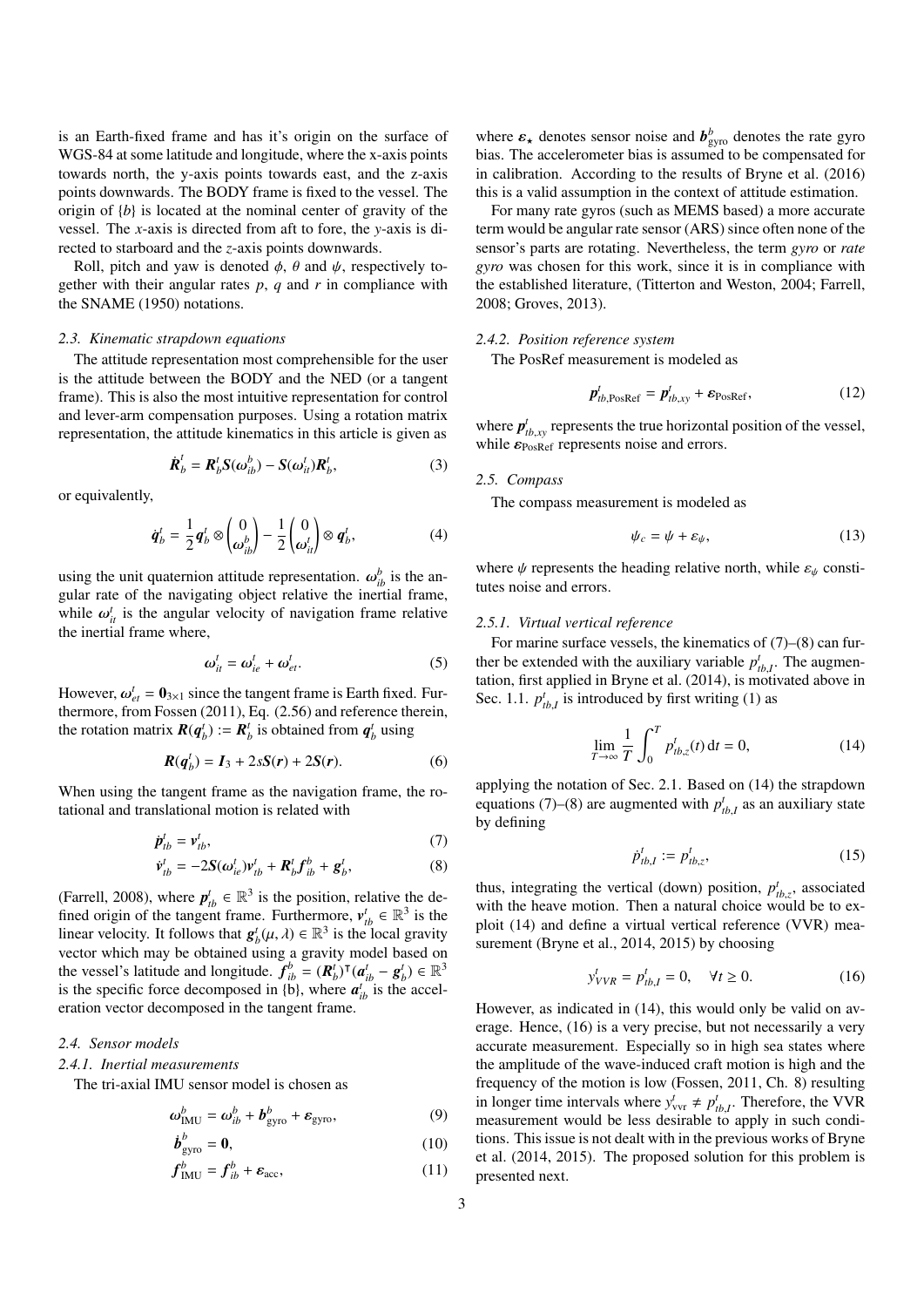is an Earth-fixed frame and has it's origin on the surface of WGS-84 at some latitude and longitude, where the x-axis points towards north, the y-axis points towards east, and the z-axis points downwards. The BODY frame is fixed to the vessel. The origin of $\{b\}$ is located at the nominal center of gravity of the vessel. The $x$-axis is directed from aft to fore, the $y$-axis is directed to starboard and the $z$-axis points downwards.

Roll, pitch and yaw is denoted $\phi$, $\theta$ and $\psi$, respectively together with their angular rates $p$, $q$ and $r$ in compliance with the SNAME (1950) notations.

### 2.3. Kinematic strapdown equations

The attitude representation most comprehensible for the user is the attitude between the BODY and the NED (or a tangent frame). This is also the most intuitive representation for control and lever-arm compensation purposes. Using a rotation matrix representation, the attitude kinematics in this article is given as

$$\dot{\boldsymbol{R}}_b^t = \boldsymbol{R}_b^t \boldsymbol{S}(\boldsymbol{\omega}_{ib}^b) - \boldsymbol{S}(\boldsymbol{\omega}_{it}^t)\boldsymbol{R}_b^t, \tag{3}$$

or equivalently,

$$\dot{\boldsymbol{q}}_b^t = \frac{1}{2}\boldsymbol{q}_b^t \otimes \begin{pmatrix} 0 \\ \boldsymbol{\omega}_{ib}^b \end{pmatrix} - \frac{1}{2}\begin{pmatrix} 0 \\ \boldsymbol{\omega}_{it}^t \end{pmatrix} \otimes \boldsymbol{q}_b^t, \tag{4}$$

using the unit quaternion attitude representation. $\boldsymbol{\omega}_{ib}^b$ is the angular rate of the navigating object relative the inertial frame, while $\boldsymbol{\omega}_{it}^t$ is the angular velocity of navigation frame relative the inertial frame where,

$$\boldsymbol{\omega}_{it}^t = \boldsymbol{\omega}_{ie}^t + \boldsymbol{\omega}_{et}^t. \tag{5}$$

However, $\boldsymbol{\omega}_{et}^t = \boldsymbol{0}_{3\times1}$ since the tangent frame is Earth fixed. Furthermore, from Fossen (2011), Eq. (2.56) and reference therein, the rotation matrix $\boldsymbol{R}(\boldsymbol{q}_b^t) := \boldsymbol{R}_b^t$ is obtained from $\boldsymbol{q}_b^t$ using

$$\boldsymbol{R}(\boldsymbol{q}_b^t) = \boldsymbol{I}_3 + 2s\boldsymbol{S}(\boldsymbol{r}) + 2\boldsymbol{S}(\boldsymbol{r}). \tag{6}$$

When using the tangent frame as the navigation frame, the rotational and translational motion is related with

$$\dot{\boldsymbol{p}}_{tb}^t = \boldsymbol{v}_{tb}^t, \tag{7}$$

$$\dot{\boldsymbol{v}}_{tb}^t = -2\boldsymbol{S}(\boldsymbol{\omega}_{ie}^t)\boldsymbol{v}_{tb}^t + \boldsymbol{R}_b^t \boldsymbol{f}_{ib}^b + \boldsymbol{g}_b^t, \tag{8}$$

(Farrell, 2008), where $\boldsymbol{p}_{tb}^t \in \mathbb{R}^3$ is the position, relative the defined origin of the tangent frame. Furthermore, $\boldsymbol{v}_{tb}^t \in \mathbb{R}^3$ is the linear velocity. It follows that $\boldsymbol{g}_b^t(\mu, \lambda) \in \mathbb{R}^3$ is the local gravity vector which may be obtained using a gravity model based on the vessel's latitude and longitude. $\boldsymbol{f}_{ib}^b = (\boldsymbol{R}_b^t)^\intercal(\boldsymbol{a}_{ib}^t - \boldsymbol{g}_b^t) \in \mathbb{R}^3$ is the specific force decomposed in {b}, where $\boldsymbol{a}_{ib}^t$ is the acceleration vector decomposed in the tangent frame.

### 2.4. Sensor models

#### 2.4.1. Inertial measurements

The tri-axial IMU sensor model is chosen as

$$\boldsymbol{\omega}_{\text{IMU}}^b = \boldsymbol{\omega}_{ib}^b + \boldsymbol{b}_{\text{gyro}}^b + \boldsymbol{\varepsilon}_{\text{gyro}}, \tag{9}$$

$$\dot{\boldsymbol{b}}_{\text{gyro}}^b = \boldsymbol{0}, \tag{10}$$

$$\boldsymbol{f}_{\text{IMU}}^b = \boldsymbol{f}_{ib}^b + \boldsymbol{\varepsilon}_{\text{acc}}, \tag{11}$$

where $\boldsymbol{\varepsilon}_\star$ denotes sensor noise and $\boldsymbol{b}_{\text{gyro}}^b$ denotes the rate gyro bias. The accelerometer bias is assumed to be compensated for in calibration. According to the results of Bryne et al. (2016) this is a valid assumption in the context of attitude estimation.

For many rate gyros (such as MEMS based) a more accurate term would be angular rate sensor (ARS) since often none of the sensor's parts are rotating. Nevertheless, the term *gyro* or *rate gyro* was chosen for this work, since it is in compliance with the established literature, (Titterton and Weston, 2004; Farrell, 2008; Groves, 2013).

#### 2.4.2. Position reference system

The PosRef measurement is modeled as

$$\boldsymbol{p}_{tb,\text{PosRef}}^t = \boldsymbol{p}_{tb,xy}^t + \boldsymbol{\varepsilon}_{\text{PosRef}}, \tag{12}$$

where $\boldsymbol{p}_{tb,xy}^t$ represents the true horizontal position of the vessel, while $\boldsymbol{\varepsilon}_{\text{PosRef}}$ represents noise and errors.

### 2.5. Compass

The compass measurement is modeled as

$$\psi_c = \psi + \varepsilon_\psi, \tag{13}$$

where $\psi$ represents the heading relative north, while $\varepsilon_\psi$ constitutes noise and errors.

#### 2.5.1. Virtual vertical reference

For marine surface vessels, the kinematics of (7)–(8) can further be extended with the auxiliary variable $p_{tb,I}^t$. The augmentation, first applied in Bryne et al. (2014), is motivated above in Sec. 1.1. $p_{tb,I}^t$ is introduced by first writing (1) as

$$\lim_{T\to\infty} \frac{1}{T}\int_0^T p_{tb,z}^t(t)\,\mathrm{d}t = 0, \tag{14}$$

applying the notation of Sec. 2.1. Based on (14) the strapdown equations (7)–(8) are augmented with $p_{tb,I}^t$ as an auxiliary state by defining

$$\dot{p}_{tb,I}^t := p_{tb,z}^t, \tag{15}$$

thus, integrating the vertical (down) position, $p_{tb,z}^t$, associated with the heave motion. Then a natural choice would be to exploit (14) and define a virtual vertical reference (VVR) measurement (Bryne et al., 2014, 2015) by choosing

$$y_{VVR}^t = p_{tb,I}^t = 0, \quad \forall t \geq 0. \tag{16}$$

However, as indicated in (14), this would only be valid on average. Hence, (16) is a very precise, but not necessarily a very accurate measurement. Especially so in high sea states where the amplitude of the wave-induced craft motion is high and the frequency of the motion is low (Fossen, 2011, Ch. 8) resulting in longer time intervals where $y_{\text{vvr}}^t \neq p_{tb,I}^t$. Therefore, the VVR measurement would be less desirable to apply in such conditions. This issue is not dealt with in the previous works of Bryne et al. (2014, 2015). The proposed solution for this problem is presented next.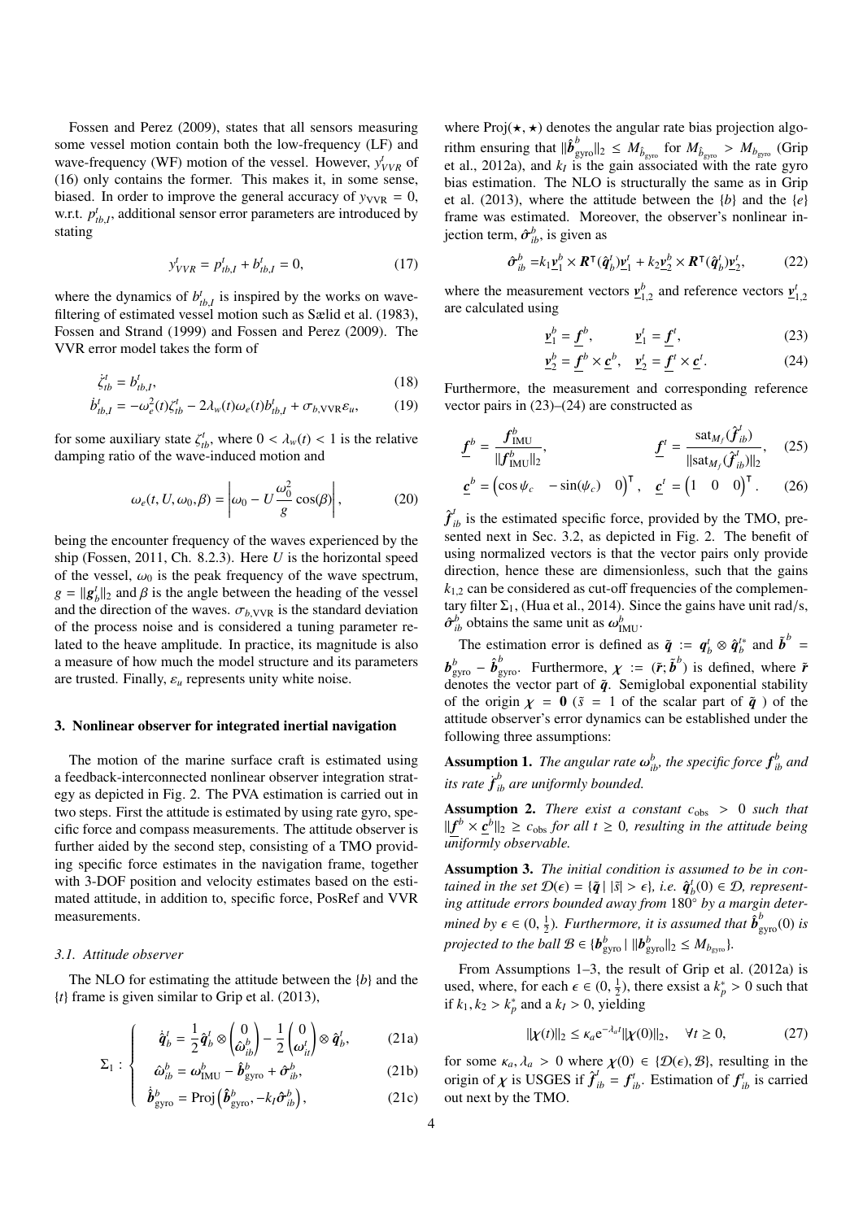Fossen and Perez (2009), states that all sensors measuring some vessel motion contain both the low-frequency (LF) and wave-frequency (WF) motion of the vessel. However, $y^t_{VVR}$ of (16) only contains the former. This makes it, in some sense, biased. In order to improve the general accuracy of $y_{\mathrm{VVR}} = 0$, w.r.t. $p^t_{tb,I}$, additional sensor error parameters are introduced by stating

$$y^t_{VVR} = p^t_{tb,I} + b^t_{tb,I} = 0, \tag{17}$$

where the dynamics of $b^t_{tb,I}$ is inspired by the works on wave-filtering of estimated vessel motion such as Sælid et al. (1983), Fossen and Strand (1999) and Fossen and Perez (2009). The VVR error model takes the form of

$$\dot{\zeta}^t_{tb} = b^t_{tb,I}, \tag{18}$$

$$\dot{b}^t_{tb,I} = -\omega_e^2(t)\zeta^t_{tb} - 2\lambda_w(t)\omega_e(t)b^t_{tb,I} + \sigma_{b,\mathrm{VVR}}\varepsilon_u, \tag{19}$$

for some auxiliary state $\zeta^t_{tb}$, where $0 < \lambda_w(t) < 1$ is the relative damping ratio of the wave-induced motion and

$$\omega_e(t, U, \omega_0, \beta) = \left|\omega_0 - U\frac{\omega_0^2}{g}\cos(\beta)\right|, \tag{20}$$

being the encounter frequency of the waves experienced by the ship (Fossen, 2011, Ch. 8.2.3). Here $U$ is the horizontal speed of the vessel, $\omega_0$ is the peak frequency of the wave spectrum, $g = \|\boldsymbol{g}^t_b\|_2$ and $\beta$ is the angle between the heading of the vessel and the direction of the waves. $\sigma_{b,\mathrm{VVR}}$ is the standard deviation of the process noise and is considered a tuning parameter related to the heave amplitude. In practice, its magnitude is also a measure of how much the model structure and its parameters are trusted. Finally, $\varepsilon_u$ represents unity white noise.

## 3. Nonlinear observer for integrated inertial navigation

The motion of the marine surface craft is estimated using a feedback-interconnected nonlinear observer integration strategy as depicted in Fig. 2. The PVA estimation is carried out in two steps. First the attitude is estimated by using rate gyro, specific force and compass measurements. The attitude observer is further aided by the second step, consisting of a TMO providing specific force estimates in the navigation frame, together with 3-DOF position and velocity estimates based on the estimated attitude, in addition to, specific force, PosRef and VVR measurements.

### 3.1. Attitude observer

The NLO for estimating the attitude between the $\{b\}$ and the $\{t\}$ frame is given similar to Grip et al. (2013),

$$\Sigma_1 : \begin{cases} \dot{\hat{\boldsymbol{q}}}^t_b = \frac{1}{2}\hat{\boldsymbol{q}}^t_b \otimes \begin{pmatrix} 0 \\ \hat{\boldsymbol{\omega}}^b_{ib} \end{pmatrix} - \frac{1}{2}\begin{pmatrix} 0 \\ \boldsymbol{\omega}^t_{it} \end{pmatrix} \otimes \hat{\boldsymbol{q}}^t_b, & \text{(21a)} \\ \hat{\boldsymbol{\omega}}^b_{ib} = \boldsymbol{\omega}^b_{\mathrm{IMU}} - \hat{\boldsymbol{b}}^b_{\mathrm{gyro}} + \hat{\boldsymbol{\sigma}}^b_{ib}, & \text{(21b)} \\ \dot{\hat{\boldsymbol{b}}}^b_{\mathrm{gyro}} = \mathrm{Proj}\left(\hat{\boldsymbol{b}}^b_{\mathrm{gyro}}, -k_I\hat{\boldsymbol{\sigma}}^b_{ib}\right), & \text{(21c)} \end{cases}$$

where $\mathrm{Proj}(\star,\star)$ denotes the angular rate bias projection algorithm ensuring that $\|\hat{\boldsymbol{b}}^b_{\mathrm{gyro}}\|_2 \leq M_{\hat{b}_{\mathrm{gyro}}}$ for $M_{\hat{b}_{\mathrm{gyro}}} > M_{b_{\mathrm{gyro}}}$ (Grip et al., 2012a), and $k_I$ is the gain associated with the rate gyro bias estimation. The NLO is structurally the same as in Grip et al. (2013), where the attitude between the $\{b\}$ and the $\{e\}$ frame was estimated. Moreover, the observer's nonlinear injection term, $\hat{\boldsymbol{\sigma}}^b_{ib}$, is given as

$$\hat{\boldsymbol{\sigma}}^b_{ib} = k_1\underline{\boldsymbol{v}}^b_1 \times \boldsymbol{R}^\intercal(\hat{\boldsymbol{q}}^t_b)\underline{\boldsymbol{v}}^t_1 + k_2\underline{\boldsymbol{v}}^b_2 \times \boldsymbol{R}^\intercal(\hat{\boldsymbol{q}}^t_b)\underline{\boldsymbol{v}}^t_2, \tag{22}$$

where the measurement vectors $\underline{\boldsymbol{v}}^b_{1,2}$ and reference vectors $\underline{\boldsymbol{v}}^t_{1,2}$ are calculated using

$$\underline{\boldsymbol{v}}^b_1 = \underline{\boldsymbol{f}}^b, \qquad \underline{\boldsymbol{v}}^t_1 = \underline{\boldsymbol{f}}^t, \tag{23}$$

$$\underline{\boldsymbol{v}}^b_2 = \underline{\boldsymbol{f}}^b \times \underline{\boldsymbol{c}}^b, \quad \underline{\boldsymbol{v}}^t_2 = \underline{\boldsymbol{f}}^t \times \underline{\boldsymbol{c}}^t. \tag{24}$$

Furthermore, the measurement and corresponding reference vector pairs in (23)–(24) are constructed as

$$\underline{\boldsymbol{f}}^b = \frac{\boldsymbol{f}^b_{\mathrm{IMU}}}{\|\boldsymbol{f}^b_{\mathrm{IMU}}\|_2}, \qquad \underline{\boldsymbol{f}}^t = \frac{\mathrm{sat}_{M_f}(\hat{\boldsymbol{f}}^t_{ib})}{\|\mathrm{sat}_{M_f}(\hat{\boldsymbol{f}}^t_{ib})\|_2}, \tag{25}$$

$$\underline{\boldsymbol{c}}^b = \begin{pmatrix}\cos\psi_c & -\sin(\psi_c) & 0\end{pmatrix}^\intercal, \quad \underline{\boldsymbol{c}}^t = \begin{pmatrix}1 & 0 & 0\end{pmatrix}^\intercal. \tag{26}$$

$\hat{\boldsymbol{f}}^t_{ib}$ is the estimated specific force, provided by the TMO, presented next in Sec. 3.2, as depicted in Fig. 2. The benefit of using normalized vectors is that the vector pairs only provide direction, hence these are dimensionless, such that the gains $k_{1,2}$ can be considered as cut-off frequencies of the complementary filter $\Sigma_1$, (Hua et al., 2014). Since the gains have unit rad/s, $\hat{\boldsymbol{\sigma}}^b_{ib}$ obtains the same unit as $\boldsymbol{\omega}^b_{\mathrm{IMU}}$.

The estimation error is defined as $\tilde{\boldsymbol{q}} := \boldsymbol{q}^t_b \otimes \hat{\boldsymbol{q}}^{t*}_b$ and $\tilde{\boldsymbol{b}}^b = \boldsymbol{b}^b_{\mathrm{gyro}} - \hat{\boldsymbol{b}}^b_{\mathrm{gyro}}$. Furthermore, $\boldsymbol{\chi} := (\tilde{\boldsymbol{r}}; \tilde{\boldsymbol{b}}^b)$ is defined, where $\tilde{\boldsymbol{r}}$ denotes the vector part of $\tilde{\boldsymbol{q}}$. Semiglobal exponential stability of the origin $\boldsymbol{\chi} = \boldsymbol{0}$ ($\tilde{s} = 1$ of the scalar part of $\tilde{\boldsymbol{q}}$ ) of the attitude observer's error dynamics can be established under the following three assumptions:

**Assumption 1.** *The angular rate $\boldsymbol{\omega}^b_{ib}$, the specific force $\boldsymbol{f}^b_{ib}$ and its rate $\dot{\boldsymbol{f}}^b_{ib}$ are uniformly bounded.*

**Assumption 2.** *There exist a constant $c_{\mathrm{obs}} > 0$ such that $\|\underline{\boldsymbol{f}}^b \times \underline{\boldsymbol{c}}^b\|_2 \geq c_{\mathrm{obs}}$ for all $t \geq 0$, resulting in the attitude being uniformly observable.*

**Assumption 3.** *The initial condition is assumed to be in contained in the set $\mathcal{D}(\epsilon) = \{\tilde{\boldsymbol{q}} \mid |\tilde{s}| > \epsilon\}$, i.e. $\hat{\boldsymbol{q}}^t_b(0) \in \mathcal{D}$, representing attitude errors bounded away from $180^\circ$ by a margin determined by $\epsilon \in (0, \frac{1}{2})$. Furthermore, it is assumed that $\hat{\boldsymbol{b}}^b_{\mathrm{gyro}}(0)$ is projected to the ball $\mathcal{B} \in \{\boldsymbol{b}^b_{\mathrm{gyro}} \mid \|\boldsymbol{b}^b_{\mathrm{gyro}}\|_2 \leq M_{b_{\mathrm{gyro}}}\}$.*

From Assumptions 1–3, the result of Grip et al. (2012a) is used, where, for each $\epsilon \in (0, \frac{1}{2})$, there exsist a $k^*_p > 0$ such that if $k_1, k_2 > k^*_p$ and a $k_I > 0$, yielding

$$\|\boldsymbol{\chi}(t)\|_2 \leq \kappa_a e^{-\lambda_a t}\|\boldsymbol{\chi}(0)\|_2, \quad \forall t \geq 0, \tag{27}$$

for some $\kappa_a, \lambda_a > 0$ where $\boldsymbol{\chi}(0) \in \{\mathcal{D}(\epsilon), \mathcal{B}\}$, resulting in the origin of $\boldsymbol{\chi}$ is USGES if $\hat{\boldsymbol{f}}^t_{ib} = \boldsymbol{f}^t_{ib}$. Estimation of $\boldsymbol{f}^t_{ib}$ is carried out next by the TMO.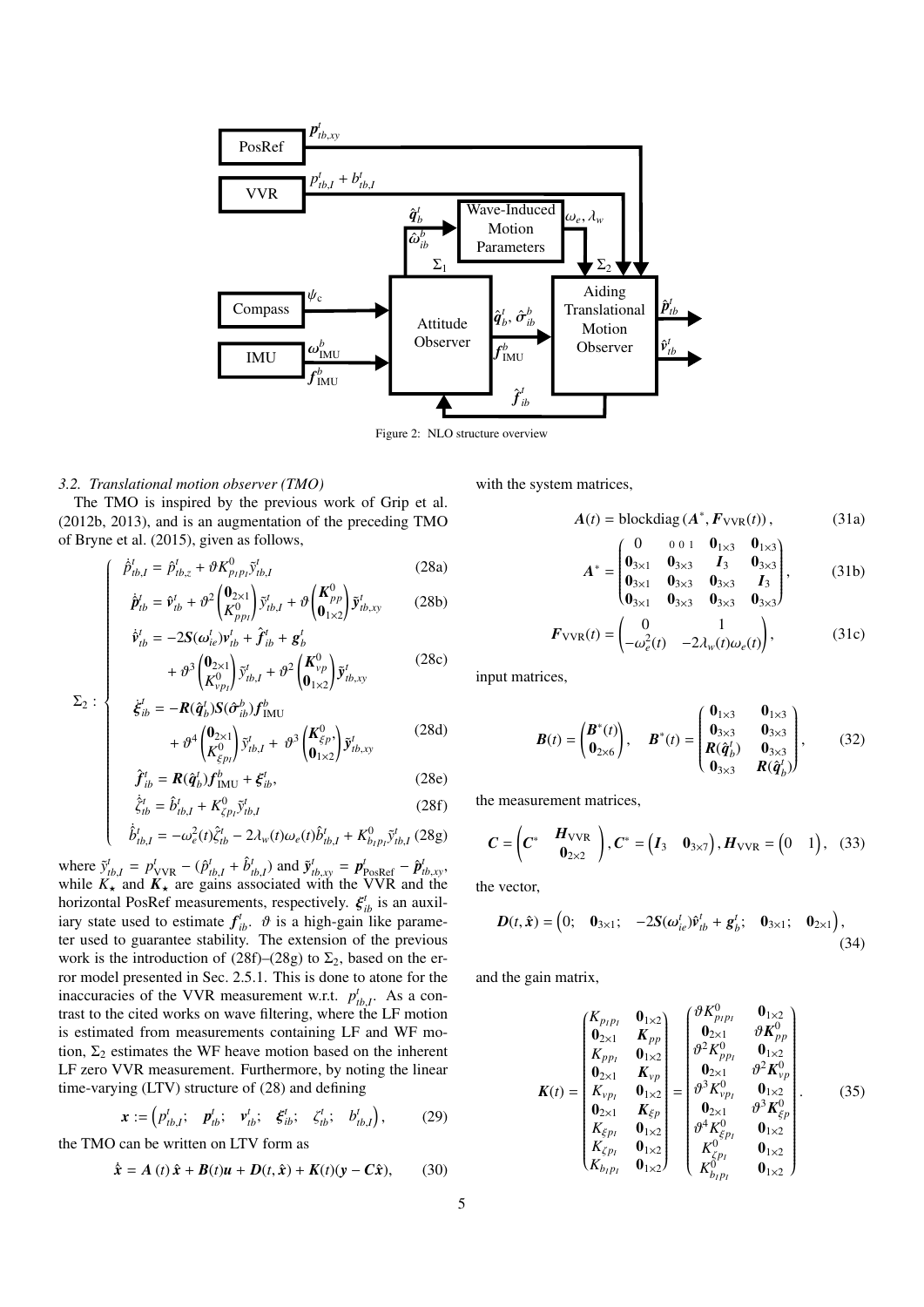PosRef
$\boldsymbol{p}^t_{tb,xy}$
VVR
$p^t_{tb,I} + b^t_{tb,I}$
$\hat{\boldsymbol{q}}^t_b$
$\hat{\boldsymbol{\omega}}^b_{ib}$
Wave-Induced Motion Parameters
$\omega_e, \lambda_w$
$\Sigma_1$
$\Sigma_2$
Compass
$\psi_c$
Attitude Observer
$\hat{\boldsymbol{q}}^t_b, \hat{\boldsymbol{\sigma}}^b_{ib}$
Aiding Translational Motion Observer
$\hat{\boldsymbol{p}}^t_{tb}$
$\hat{\boldsymbol{v}}^t_{tb}$
IMU
$\boldsymbol{\omega}^b_{\text{IMU}}$
$\boldsymbol{f}^b_{\text{IMU}}$
$\boldsymbol{f}^b_{\text{IMU}}$
$\hat{\boldsymbol{f}}^t_{ib}$

Figure 2: NLO structure overview

### 3.2. Translational motion observer (TMO)

The TMO is inspired by the previous work of Grip et al. (2012b, 2013), and is an augmentation of the preceding TMO of Bryne et al. (2015), given as follows,

$$
\Sigma_2 : \begin{cases}
\dot{\hat{p}}^t_{tb,I} = \hat{p}^t_{tb,z} + \vartheta K^0_{p_I p_I} \tilde{y}^t_{tb,I} & \text{(28a)}\\
\dot{\hat{\boldsymbol{p}}}^t_{tb} = \hat{\boldsymbol{v}}^t_{tb} + \vartheta^2 \begin{pmatrix} \mathbf{0}_{2\times1} \\ K^0_{pp_I} \end{pmatrix} \tilde{y}^t_{tb,I} + \vartheta \begin{pmatrix} \boldsymbol{K}^0_{pp} \\ \mathbf{0}_{1\times2} \end{pmatrix} \tilde{\boldsymbol{y}}^t_{tb,xy} & \text{(28b)}\\
\dot{\hat{\boldsymbol{v}}}^t_{tb} = -2\boldsymbol{S}(\boldsymbol{\omega}^t_{ie})\boldsymbol{v}^t_{tb} + \hat{\boldsymbol{f}}^t_{ib} + \boldsymbol{g}^t_b + \vartheta^3 \begin{pmatrix} \mathbf{0}_{2\times1} \\ K^0_{vp_I} \end{pmatrix} \tilde{y}^t_{tb,I} + \vartheta^2 \begin{pmatrix} \boldsymbol{K}^0_{vp} \\ \mathbf{0}_{1\times2} \end{pmatrix} \tilde{\boldsymbol{y}}^t_{tb,xy} & \text{(28c)}\\
\dot{\boldsymbol{\xi}}^t_{ib} = -\boldsymbol{R}(\hat{\boldsymbol{q}}^t_b)\boldsymbol{S}(\hat{\boldsymbol{\sigma}}^b_{ib})\boldsymbol{f}^b_{\text{IMU}} + \vartheta^4 \begin{pmatrix} \mathbf{0}_{2\times1} \\ K^0_{\xi p_I} \end{pmatrix} \tilde{y}^t_{tb,I} + \vartheta^3 \begin{pmatrix} \boldsymbol{K}^0_{\xi p} \\ \mathbf{0}_{1\times2} \end{pmatrix} \tilde{\boldsymbol{y}}^t_{tb,xy} & \text{(28d)}\\
\hat{\boldsymbol{f}}^t_{ib} = \boldsymbol{R}(\hat{\boldsymbol{q}}^t_b)\boldsymbol{f}^b_{\text{IMU}} + \boldsymbol{\xi}^t_{ib}, & \text{(28e)}\\
\dot{\hat{\zeta}}^t_{tb} = \hat{b}^t_{tb,I} + K^0_{\zeta p_I} \tilde{y}^t_{tb,I} & \text{(28f)}\\
\dot{\hat{b}}^t_{tb,I} = -\omega_e^2(t)\hat{\zeta}^t_{tb} - 2\lambda_w(t)\omega_e(t)\hat{b}^t_{tb,I} + K^0_{b_I p_I}\tilde{y}^t_{tb,I} & \text{(28g)}
\end{cases}
$$

where $\tilde{y}^t_{tb,I} = p^t_{\text{VVR}} - (\hat{p}^t_{tb,I} + \hat{b}^t_{tb,I})$ and $\tilde{\boldsymbol{y}}^t_{tb,xy} = \boldsymbol{p}^t_{\text{PosRef}} - \hat{\boldsymbol{p}}^t_{tb,xy}$, while $K_\star$ and $\boldsymbol{K}_\star$ are gains associated with the VVR and the horizontal PosRef measurements, respectively. $\boldsymbol{\xi}^t_{ib}$ is an auxiliary state used to estimate $\boldsymbol{f}^t_{ib}$. $\vartheta$ is a high-gain like parameter used to guarantee stability. The extension of the previous work is the introduction of (28f)–(28g) to $\Sigma_2$, based on the error model presented in Sec. 2.5.1. This is done to atone for the inaccuracies of the VVR measurement w.r.t. $p^t_{tb,I}$. As a contrast to the cited works on wave filtering, where the LF motion is estimated from measurements containing LF and WF motion, $\Sigma_2$ estimates the WF heave motion based on the inherent LF zero VVR measurement. Furthermore, by noting the linear time-varying (LTV) structure of (28) and defining

$$
\boldsymbol{x} := \begin{pmatrix} p^t_{tb,I}; & \boldsymbol{p}^t_{tb}; & \boldsymbol{v}^t_{tb}; & \boldsymbol{\xi}^t_{ib}; & \zeta^t_{tb}; & b^t_{tb,I} \end{pmatrix}, \tag{29}
$$

the TMO can be written on LTV form as

$$
\dot{\hat{\boldsymbol{x}}} = \boldsymbol{A}(t)\,\hat{\boldsymbol{x}} + \boldsymbol{B}(t)\boldsymbol{u} + \boldsymbol{D}(t, \hat{\boldsymbol{x}}) + \boldsymbol{K}(t)(\boldsymbol{y} - \boldsymbol{C}\hat{\boldsymbol{x}}), \tag{30}
$$

with the system matrices,

$$
\boldsymbol{A}(t) = \text{blockdiag}\left(\boldsymbol{A}^*, \boldsymbol{F}_{\text{VVR}}(t)\right), \tag{31a}
$$

$$
\boldsymbol{A}^* = \begin{pmatrix} 0 & 0\;0\;1 & \mathbf{0}_{1\times3} & \mathbf{0}_{1\times3} \\ \mathbf{0}_{3\times1} & \mathbf{0}_{3\times3} & \boldsymbol{I}_3 & \mathbf{0}_{3\times3} \\ \mathbf{0}_{3\times1} & \mathbf{0}_{3\times3} & \mathbf{0}_{3\times3} & \boldsymbol{I}_3 \\ \mathbf{0}_{3\times1} & \mathbf{0}_{3\times3} & \mathbf{0}_{3\times3} & \mathbf{0}_{3\times3} \end{pmatrix}, \tag{31b}
$$

$$
\boldsymbol{F}_{\text{VVR}}(t) = \begin{pmatrix} 0 & 1 \\ -\omega_e^2(t) & -2\lambda_w(t)\omega_e(t) \end{pmatrix}, \tag{31c}
$$

input matrices,

$$
\boldsymbol{B}(t) = \begin{pmatrix} \boldsymbol{B}^*(t) \\ \mathbf{0}_{2\times6} \end{pmatrix}, \quad \boldsymbol{B}^*(t) = \begin{pmatrix} \mathbf{0}_{1\times3} & \mathbf{0}_{1\times3} \\ \mathbf{0}_{3\times3} & \mathbf{0}_{3\times3} \\ \boldsymbol{R}(\hat{\boldsymbol{q}}^t_b) & \mathbf{0}_{3\times3} \\ \mathbf{0}_{3\times3} & \boldsymbol{R}(\hat{\boldsymbol{q}}^t_b) \end{pmatrix}, \tag{32}
$$

the measurement matrices,

$$
\boldsymbol{C} = \begin{pmatrix} \boldsymbol{C}^* & \begin{matrix} \boldsymbol{H}_{\text{VVR}} \\ \mathbf{0}_{2\times2} \end{matrix} \end{pmatrix}, \boldsymbol{C}^* = \begin{pmatrix} \boldsymbol{I}_3 & \mathbf{0}_{3\times7} \end{pmatrix}, \boldsymbol{H}_{\text{VVR}} = \begin{pmatrix} 0 & 1 \end{pmatrix}, \tag{33}
$$

the vector,

$$
\boldsymbol{D}(t, \hat{\boldsymbol{x}}) = \begin{pmatrix} 0; & \mathbf{0}_{3\times1}; & -2\boldsymbol{S}(\boldsymbol{\omega}^t_{ie})\hat{\boldsymbol{v}}^t_{tb} + \boldsymbol{g}^t_b; & \mathbf{0}_{3\times1}; & \mathbf{0}_{2\times1} \end{pmatrix}, \tag{34}
$$

and the gain matrix,

$$
\boldsymbol{K}(t) = \begin{pmatrix} K_{p_I p_I} & \mathbf{0}_{1\times2} \\ \mathbf{0}_{2\times1} & \boldsymbol{K}_{pp} \\ K_{pp_I} & \mathbf{0}_{1\times2} \\ \mathbf{0}_{2\times1} & \boldsymbol{K}_{vp} \\ K_{vp_I} & \mathbf{0}_{1\times2} \\ \mathbf{0}_{2\times1} & \boldsymbol{K}_{\xi p} \\ K_{\xi p_I} & \mathbf{0}_{1\times2} \\ K_{\zeta p_I} & \mathbf{0}_{1\times2} \\ K_{b_I p_I} & \mathbf{0}_{1\times2} \end{pmatrix} = \begin{pmatrix} \vartheta K^0_{p_I p_I} & \mathbf{0}_{1\times2} \\ \mathbf{0}_{2\times1} & \vartheta \boldsymbol{K}^0_{pp} \\ \vartheta^2 K^0_{pp_I} & \mathbf{0}_{1\times2} \\ \mathbf{0}_{2\times1} & \vartheta^2 \boldsymbol{K}^0_{vp} \\ \vartheta^3 K^0_{vp_I} & \mathbf{0}_{1\times2} \\ \mathbf{0}_{2\times1} & \vartheta^3 \boldsymbol{K}^0_{\xi p} \\ \vartheta^4 K^0_{\xi p_I} & \mathbf{0}_{1\times2} \\ K^0_{\zeta p_I} & \mathbf{0}_{1\times2} \\ K^0_{b_I p_I} & \mathbf{0}_{1\times2} \end{pmatrix}. \tag{35}
$$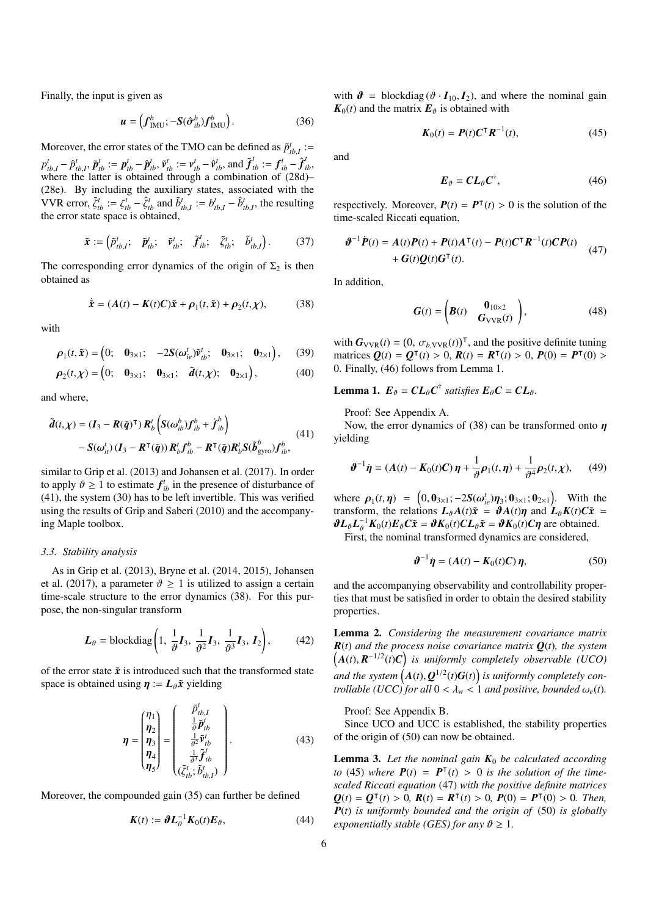Finally, the input is given as

$$\boldsymbol{u} = \left(\boldsymbol{f}^b_{\text{IMU}}; -\boldsymbol{S}(\hat{\boldsymbol{\sigma}}^b_{ib})\boldsymbol{f}^b_{\text{IMU}}\right). \tag{36}$$

Moreover, the error states of the TMO can be defined as $\tilde{p}^t_{tb,I} := p^t_{tb,I} - \hat{p}^t_{tb,I}$, $\tilde{\boldsymbol{p}}^t_{tb} := \boldsymbol{p}^t_{tb} - \hat{\boldsymbol{p}}^t_{tb}$, $\tilde{\boldsymbol{v}}^t_{tb} := \boldsymbol{v}^t_{tb} - \hat{\boldsymbol{v}}^t_{tb}$, and $\tilde{\boldsymbol{f}}^t_{tb} := \boldsymbol{f}^t_{ib} - \hat{\boldsymbol{f}}^t_{ib}$, where the latter is obtained through a combination of (28d)–(28e). By including the auxiliary states, associated with the VVR error, $\tilde{\zeta}^t_{tb} := \zeta^t_{tb} - \hat{\zeta}^t_{tb}$ and $\tilde{b}^t_{tb,I} := b^t_{tb,I} - \hat{b}^t_{tb,I}$, the resulting the error state space is obtained,

$$\tilde{\boldsymbol{x}} := \left(\tilde{p}^t_{tb,I};\quad \tilde{\boldsymbol{p}}^t_{tb};\quad \tilde{\boldsymbol{v}}^t_{tb};\quad \tilde{\boldsymbol{f}}^t_{ib};\quad \tilde{\zeta}^t_{tb};\quad \tilde{b}^t_{tb,I}\right). \tag{37}$$

The corresponding error dynamics of the origin of $\Sigma_2$ is then obtained as

$$\dot{\tilde{\boldsymbol{x}}} = (\boldsymbol{A}(t) - \boldsymbol{K}(t)\boldsymbol{C})\tilde{\boldsymbol{x}} + \boldsymbol{\rho}_1(t, \tilde{\boldsymbol{x}}) + \boldsymbol{\rho}_2(t, \boldsymbol{\chi}), \tag{38}$$

with

$$\boldsymbol{\rho}_1(t, \tilde{\boldsymbol{x}}) = \left(0;\quad \boldsymbol{0}_{3\times1};\quad -2\boldsymbol{S}(\boldsymbol{\omega}^t_{ie})\tilde{\boldsymbol{v}}^t_{tb};\quad \boldsymbol{0}_{3\times1};\quad \boldsymbol{0}_{2\times1}\right), \tag{39}$$

$$\boldsymbol{\rho}_2(t, \boldsymbol{\chi}) = \left(0;\quad \boldsymbol{0}_{3\times1};\quad \boldsymbol{0}_{3\times1};\quad \tilde{\boldsymbol{d}}(t, \boldsymbol{\chi});\quad \boldsymbol{0}_{2\times1}\right), \tag{40}$$

and where,

$$\begin{aligned}\tilde{\boldsymbol{d}}(t, \boldsymbol{\chi}) = {} & (\boldsymbol{I}_3 - \boldsymbol{R}(\tilde{\boldsymbol{q}})^\intercal)\, \boldsymbol{R}^t_b \left(\boldsymbol{S}(\boldsymbol{\omega}^b_{ib})\boldsymbol{f}^b_{ib} + \dot{\boldsymbol{f}}^b_{ib}\right) \\ & - \boldsymbol{S}(\boldsymbol{\omega}^t_{it})\,(\boldsymbol{I}_3 - \boldsymbol{R}^\intercal(\tilde{\boldsymbol{q}}))\,\boldsymbol{R}^t_b\boldsymbol{f}^b_{ib} - \boldsymbol{R}^\intercal(\tilde{\boldsymbol{q}})\boldsymbol{R}^t_b\boldsymbol{S}(\tilde{\boldsymbol{b}}^b_{\text{gyro}})\boldsymbol{f}^b_{ib},\end{aligned} \tag{41}$$

similar to Grip et al. (2013) and Johansen et al. (2017). In order to apply $\vartheta \geq 1$ to estimate $\boldsymbol{f}^t_{ib}$ in the presence of disturbance of (41), the system (30) has to be left invertible. This was verified using the results of Grip and Saberi (2010) and the accompanying Maple toolbox.

### 3.3. Stability analysis

As in Grip et al. (2013), Bryne et al. (2014, 2015), Johansen et al. (2017), a parameter $\vartheta \geq 1$ is utilized to assign a certain time-scale structure to the error dynamics (38). For this purpose, the non-singular transform

$$\boldsymbol{L}_\vartheta = \text{blockdiag}\left(1,\ \frac{1}{\vartheta}\boldsymbol{I}_3,\ \frac{1}{\vartheta^2}\boldsymbol{I}_3,\ \frac{1}{\vartheta^3}\boldsymbol{I}_3,\ \boldsymbol{I}_2\right), \tag{42}$$

of the error state $\tilde{\boldsymbol{x}}$ is introduced such that the transformed state space is obtained using $\boldsymbol{\eta} := \boldsymbol{L}_\vartheta\tilde{\boldsymbol{x}}$ yielding

$$\boldsymbol{\eta} = \begin{pmatrix}\eta_1\\ \boldsymbol{\eta}_2\\ \boldsymbol{\eta}_3\\ \boldsymbol{\eta}_4\\ \boldsymbol{\eta}_5\end{pmatrix} = \begin{pmatrix}\tilde{p}^t_{tb,I}\\ \frac{1}{\vartheta}\tilde{\boldsymbol{p}}^t_{tb}\\ \frac{1}{\vartheta^2}\tilde{\boldsymbol{v}}^t_{tb}\\ \frac{1}{\vartheta^3}\tilde{\boldsymbol{f}}^t_{tb}\\ (\tilde{\zeta}^t_{tb};\tilde{b}^t_{tb,I})\end{pmatrix}. \tag{43}$$

Moreover, the compounded gain (35) can further be defined

$$\boldsymbol{K}(t) := \boldsymbol{\vartheta}\boldsymbol{L}^{-1}_\vartheta\boldsymbol{K}_0(t)\boldsymbol{E}_\vartheta, \tag{44}$$

with $\boldsymbol{\vartheta} = \text{blockdiag}(\vartheta \cdot \boldsymbol{I}_{10}, \boldsymbol{I}_2)$, and where the nominal gain $\boldsymbol{K}_0(t)$ and the matrix $\boldsymbol{E}_\vartheta$ is obtained with

$$\boldsymbol{K}_0(t) = \boldsymbol{P}(t)\boldsymbol{C}^\intercal\boldsymbol{R}^{-1}(t), \tag{45}$$

and

$$\boldsymbol{E}_\vartheta = \boldsymbol{C}\boldsymbol{L}_\vartheta\boldsymbol{C}^\dagger, \tag{46}$$

respectively. Moreover, $\boldsymbol{P}(t) = \boldsymbol{P}^\intercal(t) > 0$ is the solution of the time-scaled Riccati equation,

$$\begin{aligned}\boldsymbol{\vartheta}^{-1}\dot{\boldsymbol{P}}(t) = {} & \boldsymbol{A}(t)\boldsymbol{P}(t) + \boldsymbol{P}(t)\boldsymbol{A}^\intercal(t) - \boldsymbol{P}(t)\boldsymbol{C}^\intercal\boldsymbol{R}^{-1}(t)\boldsymbol{C}\boldsymbol{P}(t) \\ & + \boldsymbol{G}(t)\boldsymbol{Q}(t)\boldsymbol{G}^\intercal(t).\end{aligned} \tag{47}$$

In addition,

$$\boldsymbol{G}(t) = \begin{pmatrix}\boldsymbol{B}(t) & \begin{matrix}\boldsymbol{0}_{10\times2}\\ \boldsymbol{G}_{\text{VVR}}(t)\end{matrix}\end{pmatrix}, \tag{48}$$

with $\boldsymbol{G}_{\text{VVR}}(t) = (0,\ \sigma_{b,\text{VVR}}(t))^\intercal$, and the positive definite tuning matrices $\boldsymbol{Q}(t) = \boldsymbol{Q}^\intercal(t) > 0$, $\boldsymbol{R}(t) = \boldsymbol{R}^\intercal(t) > 0$, $\boldsymbol{P}(0) = \boldsymbol{P}^\intercal(0) > 0$. Finally, (46) follows from Lemma 1.

**Lemma 1.** *$\boldsymbol{E}_\vartheta = \boldsymbol{C}\boldsymbol{L}_\vartheta\boldsymbol{C}^\dagger$ satisfies $\boldsymbol{E}_\vartheta\boldsymbol{C} = \boldsymbol{C}\boldsymbol{L}_\vartheta$.*

Proof: See Appendix A.

Now, the error dynamics of (38) can be transformed onto $\boldsymbol{\eta}$ yielding

$$\boldsymbol{\vartheta}^{-1}\dot{\boldsymbol{\eta}} = (\boldsymbol{A}(t) - \boldsymbol{K}_0(t)\boldsymbol{C})\,\boldsymbol{\eta} + \frac{1}{\vartheta}\boldsymbol{\rho}_1(t, \boldsymbol{\eta}) + \frac{1}{\vartheta^4}\boldsymbol{\rho}_2(t, \boldsymbol{\chi}), \tag{49}$$

where $\boldsymbol{\rho}_1(t, \boldsymbol{\eta}) = \left(0, \boldsymbol{0}_{3\times1}; -2\boldsymbol{S}(\boldsymbol{\omega}^t_{ie})\boldsymbol{\eta}_3; \boldsymbol{0}_{3\times1}; \boldsymbol{0}_{2\times1}\right)$. With the transform, the relations $\boldsymbol{L}_\vartheta\boldsymbol{A}(t)\tilde{\boldsymbol{x}} = \boldsymbol{\vartheta}\boldsymbol{A}(t)\boldsymbol{\eta}$ and $\boldsymbol{L}_\vartheta\boldsymbol{K}(t)\boldsymbol{C}\tilde{\boldsymbol{x}} = \boldsymbol{\vartheta}\boldsymbol{L}_\vartheta\boldsymbol{L}^{-1}_\vartheta\boldsymbol{K}_0(t)\boldsymbol{E}_\vartheta\boldsymbol{C}\tilde{\boldsymbol{x}} = \boldsymbol{\vartheta}\boldsymbol{K}_0(t)\boldsymbol{C}\boldsymbol{L}_\vartheta\tilde{\boldsymbol{x}} = \boldsymbol{\vartheta}\boldsymbol{K}_0(t)\boldsymbol{C}\boldsymbol{\eta}$ are obtained.

First, the nominal transformed dynamics are considered,

$$\boldsymbol{\vartheta}^{-1}\dot{\boldsymbol{\eta}} = (\boldsymbol{A}(t) - \boldsymbol{K}_0(t)\boldsymbol{C})\,\boldsymbol{\eta}, \tag{50}$$

and the accompanying observability and controllability properties that must be satisfied in order to obtain the desired stability properties.

**Lemma 2.** *Considering the measurement covariance matrix $\boldsymbol{R}(t)$ and the process noise covariance matrix $\boldsymbol{Q}(t)$, the system $\left(\boldsymbol{A}(t), \boldsymbol{R}^{-1/2}(t)\boldsymbol{C}\right)$ is uniformly completely observable (UCO) and the system $\left(\boldsymbol{A}(t), \boldsymbol{Q}^{1/2}(t)\boldsymbol{G}(t)\right)$ is uniformly completely controllable (UCC) for all $0 < \lambda_w < 1$ and positive, bounded $\omega_e(t)$.*

Proof: See Appendix B.

Since UCO and UCC is established, the stability properties of the origin of (50) can now be obtained.

**Lemma 3.** *Let the nominal gain $\boldsymbol{K}_0$ be calculated according to (45) where $\boldsymbol{P}(t) = \boldsymbol{P}^\intercal(t) > 0$ is the solution of the time-scaled Riccati equation (47) with the positive definite matrices $\boldsymbol{Q}(t) = \boldsymbol{Q}^\intercal(t) > 0$, $\boldsymbol{R}(t) = \boldsymbol{R}^\intercal(t) > 0$, $\boldsymbol{P}(0) = \boldsymbol{P}^\intercal(0) > 0$. Then, $\boldsymbol{P}(t)$ is uniformly bounded and the origin of (50) is globally exponentially stable (GES) for any $\vartheta \geq 1$.*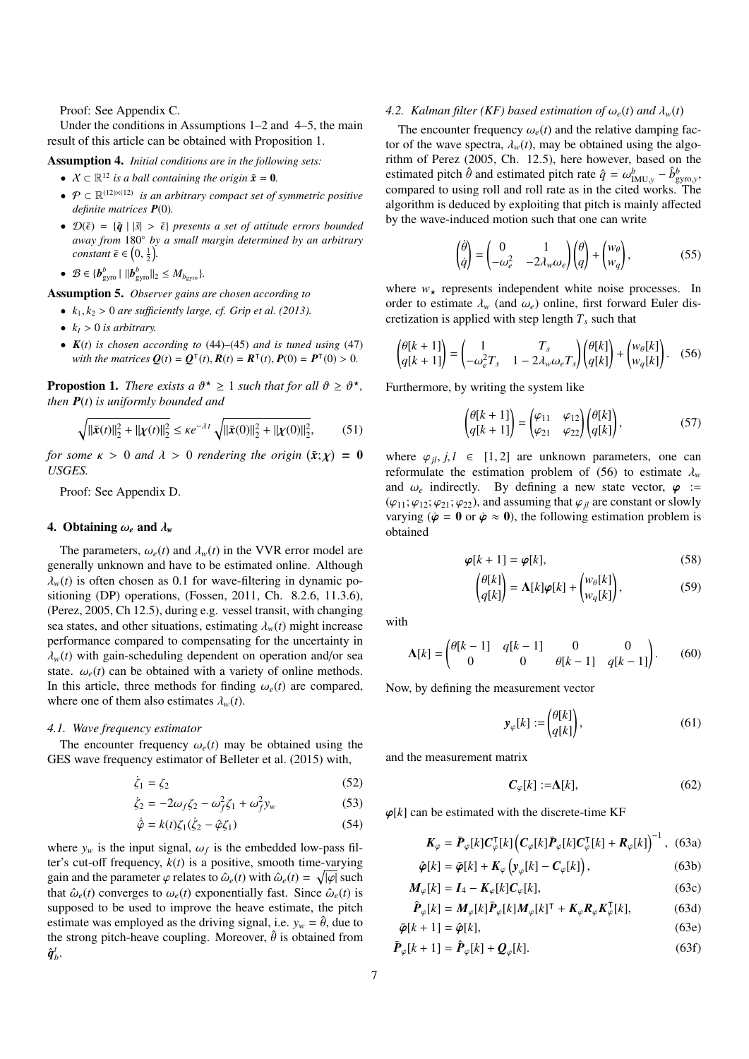Proof: See Appendix C.

Under the conditions in Assumptions 1–2 and 4–5, the main result of this article can be obtained with Proposition 1.

**Assumption 4.** *Initial conditions are in the following sets:*

- $\mathcal{X} \subset \mathbb{R}^{12}$ *is a ball containing the origin* $\tilde{\boldsymbol{x}} = \boldsymbol{0}$.
- $\mathcal{P} \subset \mathbb{R}^{(12)\times(12)}$ *is an arbitrary compact set of symmetric positive definite matrices* $\boldsymbol{P}(0)$.
- $\mathcal{D}(\bar{\epsilon}) = \{\tilde{\boldsymbol{q}} \mid |\tilde{s}| > \bar{\epsilon}\}$ *presents a set of attitude errors bounded away from* $180°$ *by a small margin determined by an arbitrary constant* $\bar{\epsilon} \in \left(0, \frac{1}{2}\right)$.
- $\mathcal{B} \in \{\boldsymbol{b}^b_{\text{gyro}} \mid \|\boldsymbol{b}^b_{\text{gyro}}\|_2 \leq M_{b_{\text{gyro}}}\}$.

**Assumption 5.** *Observer gains are chosen according to*

- $k_1, k_2 > 0$ *are sufficiently large, cf. Grip et al. (2013).*
- $k_I > 0$ *is arbitrary.*
- $\boldsymbol{K}(t)$ *is chosen according to* (44)–(45) *and is tuned using* (47) *with the matrices* $\boldsymbol{Q}(t) = \boldsymbol{Q}^\intercal(t), \boldsymbol{R}(t) = \boldsymbol{R}^\intercal(t), \boldsymbol{P}(0) = \boldsymbol{P}^\intercal(0) > 0$.

**Propostion 1.** *There exists a* $\vartheta^\star \geq 1$ *such that for all* $\vartheta \geq \vartheta^\star$*, then* $\boldsymbol{P}(t)$ *is uniformly bounded and*

$$\sqrt{\|\tilde{\boldsymbol{x}}(t)\|_2^2 + \|\boldsymbol{\chi}(t)\|_2^2} \leq \kappa e^{-\lambda t}\sqrt{\|\tilde{\boldsymbol{x}}(0)\|_2^2 + \|\boldsymbol{\chi}(0)\|_2^2}, \tag{51}$$

*for some* $\kappa > 0$ *and* $\lambda > 0$ *rendering the origin* $(\tilde{\boldsymbol{x}}; \boldsymbol{\chi}) = \boldsymbol{0}$ *USGES.*

Proof: See Appendix D.

## 4. Obtaining $\omega_e$ and $\lambda_w$

The parameters, $\omega_e(t)$ and $\lambda_w(t)$ in the VVR error model are generally unknown and have to be estimated online. Although $\lambda_w(t)$ is often chosen as 0.1 for wave-filtering in dynamic positioning (DP) operations, (Fossen, 2011, Ch. 8.2.6, 11.3.6), (Perez, 2005, Ch 12.5), during e.g. vessel transit, with changing sea states, and other situations, estimating $\lambda_w(t)$ might increase performance compared to compensating for the uncertainty in $\lambda_w(t)$ with gain-scheduling dependent on operation and/or sea state. $\omega_e(t)$ can be obtained with a variety of online methods. In this article, three methods for finding $\omega_e(t)$ are compared, where one of them also estimates $\lambda_w(t)$.

### *4.1. Wave frequency estimator*

The encounter frequency $\omega_e(t)$ may be obtained using the GES wave frequency estimator of Belleter et al. (2015) with,

$$\dot{\zeta}_1 = \zeta_2 \tag{52}$$

$$\dot{\zeta}_2 = -2\omega_f\zeta_2 - \omega_f^2\zeta_1 + \omega_f^2 y_w \tag{53}$$

$$\dot{\hat{\varphi}} = k(t)\zeta_1(\dot{\zeta}_2 - \hat{\varphi}\zeta_1) \tag{54}$$

where $y_w$ is the input signal, $\omega_f$ is the embedded low-pass filter's cut-off frequency, $k(t)$ is a positive, smooth time-varying gain and the parameter $\varphi$ relates to $\hat{\omega}_e(t)$ with $\hat{\omega}_e(t) = \sqrt{|\varphi|}$ such that $\hat{\omega}_e(t)$ converges to $\omega_e(t)$ exponentially fast. Since $\hat{\omega}_e(t)$ is supposed to be used to improve the heave estimate, the pitch estimate was employed as the driving signal, i.e. $y_w = \hat{\theta}$, due to the strong pitch-heave coupling. Moreover, $\hat{\theta}$ is obtained from $\hat{\boldsymbol{q}}^t_b$.

### *4.2. Kalman filter (KF) based estimation of $\omega_e(t)$ and $\lambda_w(t)$*

The encounter frequency $\omega_e(t)$ and the relative damping factor of the wave spectra, $\lambda_w(t)$, may be obtained using the algorithm of Perez (2005, Ch. 12.5), here however, based on the estimated pitch $\hat{\theta}$ and estimated pitch rate $\hat{q} = \omega^b_{\text{IMU},y} - \hat{b}^b_{\text{gyro},y}$, compared to using roll and roll rate as in the cited works. The algorithm is deduced by exploiting that pitch is mainly affected by the wave-induced motion such that one can write

$$\begin{pmatrix}\dot{\theta}\\ \dot{q}\end{pmatrix} = \begin{pmatrix}0 & 1\\ -\omega_e^2 & -2\lambda_w\omega_e\end{pmatrix}\begin{pmatrix}\theta\\ q\end{pmatrix} + \begin{pmatrix}w_\theta\\ w_q\end{pmatrix}, \tag{55}$$

where $w_\star$ represents independent white noise processes. In order to estimate $\lambda_w$ (and $\omega_e$) online, first forward Euler discretization is applied with step length $T_s$ such that

$$\begin{pmatrix}\theta[k+1]\\ q[k+1]\end{pmatrix} = \begin{pmatrix}1 & T_s\\ -\omega_e^2 T_s & 1 - 2\lambda_w\omega_e T_s\end{pmatrix}\begin{pmatrix}\theta[k]\\ q[k]\end{pmatrix} + \begin{pmatrix}w_\theta[k]\\ w_q[k]\end{pmatrix}. \tag{56}$$

Furthermore, by writing the system like

$$\begin{pmatrix}\theta[k+1]\\ q[k+1]\end{pmatrix} = \begin{pmatrix}\varphi_{11} & \varphi_{12}\\ \varphi_{21} & \varphi_{22}\end{pmatrix}\begin{pmatrix}\theta[k]\\ q[k]\end{pmatrix}, \tag{57}$$

where $\varphi_{jl}, j, l \in [1, 2]$ are unknown parameters, one can reformulate the estimation problem of (56) to estimate $\lambda_w$ and $\omega_e$ indirectly. By defining a new state vector, $\boldsymbol{\varphi} := (\varphi_{11}; \varphi_{12}; \varphi_{21}; \varphi_{22})$, and assuming that $\varphi_{jl}$ are constant or slowly varying ($\dot{\boldsymbol{\varphi}} = \boldsymbol{0}$ or $\dot{\boldsymbol{\varphi}} \approx \boldsymbol{0}$), the following estimation problem is obtained

$$\boldsymbol{\varphi}[k+1] = \boldsymbol{\varphi}[k], \tag{58}$$

$$\begin{pmatrix}\theta[k]\\ q[k]\end{pmatrix} = \boldsymbol{\Lambda}[k]\boldsymbol{\varphi}[k] + \begin{pmatrix}w_\theta[k]\\ w_q[k]\end{pmatrix}, \tag{59}$$

with

$$\boldsymbol{\Lambda}[k] = \begin{pmatrix}\theta[k-1] & q[k-1] & 0 & 0\\ 0 & 0 & \theta[k-1] & q[k-1]\end{pmatrix}. \tag{60}$$

Now, by defining the measurement vector

$$\boldsymbol{y}_\varphi[k] := \begin{pmatrix}\theta[k]\\ q[k]\end{pmatrix}, \tag{61}$$

and the measurement matrix

$$\boldsymbol{C}_\varphi[k] := \boldsymbol{\Lambda}[k], \tag{62}$$

$\boldsymbol{\varphi}[k]$ can be estimated with the discrete-time KF

$$\boldsymbol{K}_\varphi = \bar{\boldsymbol{P}}_\varphi[k]\boldsymbol{C}_\varphi^\intercal[k]\left(\boldsymbol{C}_\varphi[k]\bar{\boldsymbol{P}}_\varphi[k]\boldsymbol{C}_\varphi^\intercal[k] + \boldsymbol{R}_\varphi[k]\right)^{-1}, \tag{63a}$$

$$\hat{\boldsymbol{\varphi}}[k] = \bar{\boldsymbol{\varphi}}[k] + \boldsymbol{K}_\varphi\left(\boldsymbol{y}_\varphi[k] - \boldsymbol{C}_\varphi[k]\right), \tag{63b}$$

$$\boldsymbol{M}_\varphi[k] = \boldsymbol{I}_4 - \boldsymbol{K}_\varphi[k]\boldsymbol{C}_\varphi[k], \tag{63c}$$

$$\hat{\boldsymbol{P}}_\varphi[k] = \boldsymbol{M}_\varphi[k]\bar{\boldsymbol{P}}_\varphi[k]\boldsymbol{M}_\varphi[k]^\intercal + \boldsymbol{K}_\varphi\boldsymbol{R}_\varphi\boldsymbol{K}_\varphi^\intercal[k], \tag{63d}$$

$$\bar{\boldsymbol{\varphi}}[k+1] = \hat{\boldsymbol{\varphi}}[k], \tag{63e}$$

$$\bar{\boldsymbol{P}}_\varphi[k+1] = \hat{\boldsymbol{P}}_\varphi[k] + \boldsymbol{Q}_\varphi[k]. \tag{63f}$$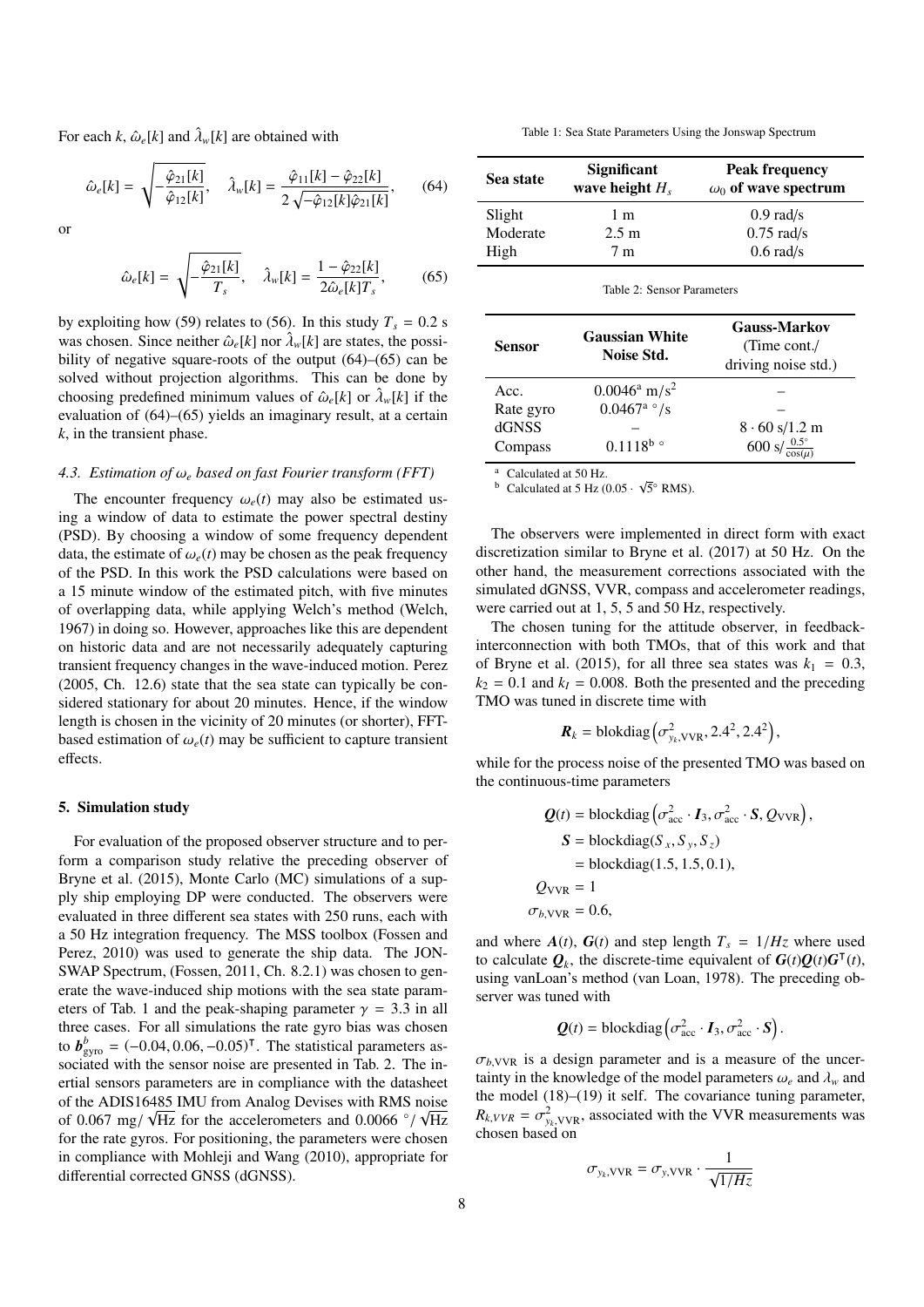For each $k$, $\hat{\omega}_e[k]$ and $\hat{\lambda}_w[k]$ are obtained with

$$\hat{\omega}_e[k] = \sqrt{-\frac{\hat{\varphi}_{21}[k]}{\hat{\varphi}_{12}[k]}}, \quad \hat{\lambda}_w[k] = \frac{\hat{\varphi}_{11}[k] - \hat{\varphi}_{22}[k]}{2\sqrt{-\hat{\varphi}_{12}[k]\hat{\varphi}_{21}[k]}}, \tag{64}$$

or

$$\hat{\omega}_e[k] = \sqrt{-\frac{\hat{\varphi}_{21}[k]}{T_s}}, \quad \hat{\lambda}_w[k] = \frac{1 - \hat{\varphi}_{22}[k]}{2\hat{\omega}_e[k]T_s}, \tag{65}$$

by exploiting how (59) relates to (56). In this study $T_s = 0.2$ s was chosen. Since neither $\hat{\omega}_e[k]$ nor $\hat{\lambda}_w[k]$ are states, the possibility of negative square-roots of the output (64)–(65) can be solved without projection algorithms. This can be done by choosing predefined minimum values of $\hat{\omega}_e[k]$ or $\hat{\lambda}_w[k]$ if the evaluation of (64)–(65) yields an imaginary result, at a certain $k$, in the transient phase.

### 4.3. Estimation of $\omega_e$ based on fast Fourier transform (FFT)

The encounter frequency $\omega_e(t)$ may also be estimated using a window of data to estimate the power spectral destiny (PSD). By choosing a window of some frequency dependent data, the estimate of $\omega_e(t)$ may be chosen as the peak frequency of the PSD. In this work the PSD calculations were based on a 15 minute window of the estimated pitch, with five minutes of overlapping data, while applying Welch's method (Welch, 1967) in doing so. However, approaches like this are dependent on historic data and are not necessarily adequately capturing transient frequency changes in the wave-induced motion. Perez (2005, Ch. 12.6) state that the sea state can typically be considered stationary for about 20 minutes. Hence, if the window length is chosen in the vicinity of 20 minutes (or shorter), FFT-based estimation of $\omega_e(t)$ may be sufficient to capture transient effects.

## 5. Simulation study

For evaluation of the proposed observer structure and to perform a comparison study relative the preceding observer of Bryne et al. (2015), Monte Carlo (MC) simulations of a supply ship employing DP were conducted. The observers were evaluated in three different sea states with 250 runs, each with a 50 Hz integration frequency. The MSS toolbox (Fossen and Perez, 2010) was used to generate the ship data. The JONSWAP Spectrum, (Fossen, 2011, Ch. 8.2.1) was chosen to generate the wave-induced ship motions with the sea state parameters of Tab. 1 and the peak-shaping parameter $\gamma = 3.3$ in all three cases. For all simulations the rate gyro bias was chosen to $\boldsymbol{b}^b_{\text{gyro}} = (-0.04, 0.06, -0.05)^\intercal$. The statistical parameters associated with the sensor noise are presented in Tab. 2. The inertial sensors parameters are in compliance with the datasheet of the ADIS16485 IMU from Analog Devises with RMS noise of 0.067 mg/$\sqrt{\text{Hz}}$ for the accelerometers and 0.0066 °/$\sqrt{\text{Hz}}$ for the rate gyros. For positioning, the parameters were chosen in compliance with Mohleji and Wang (2010), appropriate for differential corrected GNSS (dGNSS).

Table 1: Sea State Parameters Using the Jonswap Spectrum

| Sea state | Significant wave height $H_s$ | Peak frequency $\omega_0$ of wave spectrum |
|---|---|---|
| Slight | 1 m | 0.9 rad/s |
| Moderate | 2.5 m | 0.75 rad/s |
| High | 7 m | 0.6 rad/s |

Table 2: Sensor Parameters

| Sensor | Gaussian White Noise Std. | Gauss-Markov (Time cont./ driving noise std.) |
|---|---|---|
| Acc. | 0.0046[a] m/s$^2$ | – |
| Rate gyro | 0.0467[a] °/s | – |
| dGNSS | – | $8 \cdot 60$ s/1.2 m |
| Compass | 0.1118[b] ° | 600 s/$\frac{0.5^\circ}{\cos(\mu)}$ |

[a] Calculated at 50 Hz.
[b] Calculated at 5 Hz ($0.05 \cdot \sqrt{5}$° RMS).

The observers were implemented in direct form with exact discretization similar to Bryne et al. (2017) at 50 Hz. On the other hand, the measurement corrections associated with the simulated dGNSS, VVR, compass and accelerometer readings, were carried out at 1, 5, 5 and 50 Hz, respectively.

The chosen tuning for the attitude observer, in feedback-interconnection with both TMOs, that of this work and that of Bryne et al. (2015), for all three sea states was $k_1 = 0.3$, $k_2 = 0.1$ and $k_I = 0.008$. Both the presented and the preceding TMO was tuned in discrete time with

$$\boldsymbol{R}_k = \text{blokdiag}\left(\sigma^2_{y_k,\text{VVR}}, 2.4^2, 2.4^2\right),$$

while for the process noise of the presented TMO was based on the continuous-time parameters

$$\begin{aligned}
\boldsymbol{Q}(t) &= \text{blockdiag}\left(\sigma^2_{\text{acc}} \cdot \boldsymbol{I}_3, \sigma^2_{\text{acc}} \cdot \boldsymbol{S}, Q_{\text{VVR}}\right), \\
\boldsymbol{S} &= \text{blockdiag}(S_x, S_y, S_z) \\
&= \text{blockdiag}(1.5, 1.5, 0.1), \\
Q_{\text{VVR}} &= 1 \\
\sigma_{b,\text{VVR}} &= 0.6,
\end{aligned}$$

and where $\boldsymbol{A}(t)$, $\boldsymbol{G}(t)$ and step length $T_s = 1/Hz$ where used to calculate $\boldsymbol{Q}_k$, the discrete-time equivalent of $\boldsymbol{G}(t)\boldsymbol{Q}(t)\boldsymbol{G}^\intercal(t)$, using vanLoan's method (van Loan, 1978). The preceding observer was tuned with

$$\boldsymbol{Q}(t) = \text{blockdiag}\left(\sigma^2_{\text{acc}} \cdot \boldsymbol{I}_3, \sigma^2_{\text{acc}} \cdot \boldsymbol{S}\right).$$

$\sigma_{b,\text{VVR}}$ is a design parameter and is a measure of the uncertainty in the knowledge of the model parameters $\omega_e$ and $\lambda_w$ and the model (18)–(19) it self. The covariance tuning parameter, $R_{k,VVR} = \sigma^2_{y_k,\text{VVR}}$, associated with the VVR measurements was chosen based on

$$\sigma_{y_k,\text{VVR}} = \sigma_{y,\text{VVR}} \cdot \frac{1}{\sqrt{1/Hz}}$$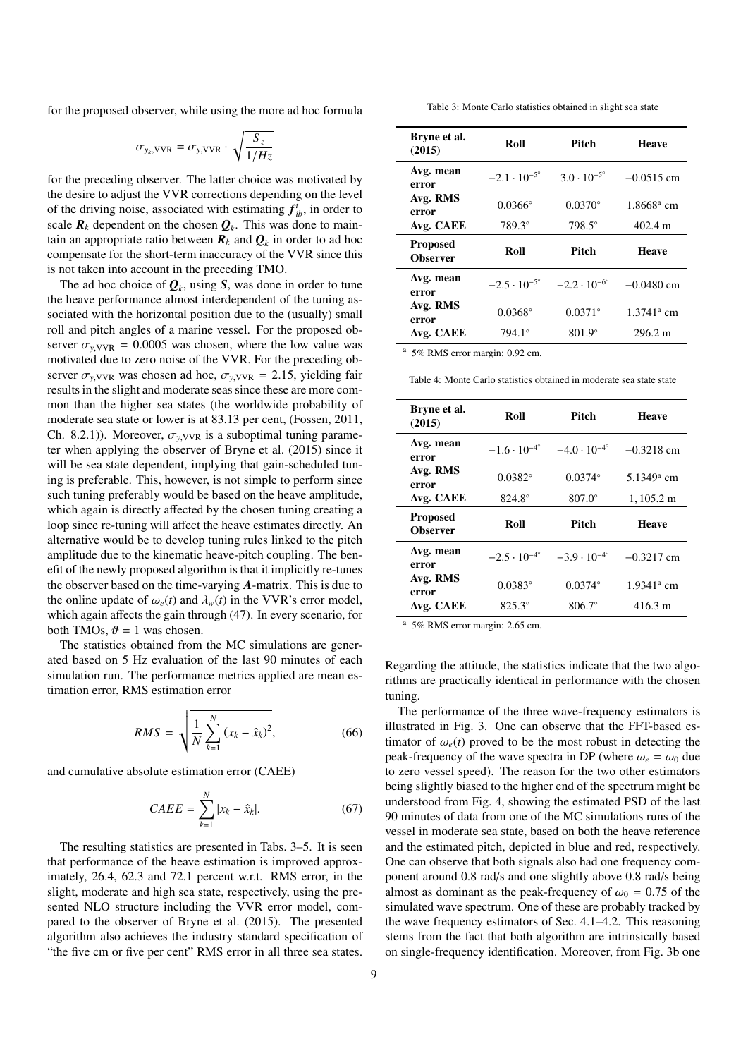for the proposed observer, while using the more ad hoc formula

$$\sigma_{y_k,\text{VVR}} = \sigma_{y,\text{VVR}} \cdot \sqrt{\frac{S_z}{1/Hz}}$$

for the preceding observer. The latter choice was motivated by the desire to adjust the VVR corrections depending on the level of the driving noise, associated with estimating $\boldsymbol{f}_{ib}^t$, in order to scale $\boldsymbol{R}_k$ dependent on the chosen $\boldsymbol{Q}_k$. This was done to maintain an appropriate ratio between $\boldsymbol{R}_k$ and $\boldsymbol{Q}_k$ in order to ad hoc compensate for the short-term inaccuracy of the VVR since this is not taken into account in the preceding TMO.

The ad hoc choice of $\boldsymbol{Q}_k$, using $\boldsymbol{S}$, was done in order to tune the heave performance almost interdependent of the tuning associated with the horizontal position due to the (usually) small roll and pitch angles of a marine vessel. For the proposed observer $\sigma_{y,\text{VVR}} = 0.0005$ was chosen, where the low value was motivated due to zero noise of the VVR. For the preceding observer $\sigma_{y,\text{VVR}}$ was chosen ad hoc, $\sigma_{y,\text{VVR}} = 2.15$, yielding fair results in the slight and moderate seas since these are more common than the higher sea states (the worldwide probability of moderate sea state or lower is at 83.13 per cent, (Fossen, 2011, Ch. 8.2.1)). Moreover, $\sigma_{y,\text{VVR}}$ is a suboptimal tuning parameter when applying the observer of Bryne et al. (2015) since it will be sea state dependent, implying that gain-scheduled tuning is preferable. This, however, is not simple to perform since such tuning preferably would be based on the heave amplitude, which again is directly affected by the chosen tuning creating a loop since re-tuning will affect the heave estimates directly. An alternative would be to develop tuning rules linked to the pitch amplitude due to the kinematic heave-pitch coupling. The benefit of the newly proposed algorithm is that it implicitly re-tunes the observer based on the time-varying $\boldsymbol{A}$-matrix. This is due to the online update of $\omega_e(t)$ and $\lambda_w(t)$ in the VVR's error model, which again affects the gain through (47). In every scenario, for both TMOs, $\vartheta = 1$ was chosen.

The statistics obtained from the MC simulations are generated based on 5 Hz evaluation of the last 90 minutes of each simulation run. The performance metrics applied are mean estimation error, RMS estimation error

$$RMS = \sqrt{\frac{1}{N}\sum_{k=1}^{N}(x_k - \hat{x}_k)^2}, \tag{66}$$

and cumulative absolute estimation error (CAEE)

$$CAEE = \sum_{k=1}^{N}|x_k - \hat{x}_k|. \tag{67}$$

The resulting statistics are presented in Tabs. 3–5. It is seen that performance of the heave estimation is improved approximately, 26.4, 62.3 and 72.1 percent w.r.t. RMS error, in the slight, moderate and high sea state, respectively, using the presented NLO structure including the VVR error model, compared to the observer of Bryne et al. (2015). The presented algorithm also achieves the industry standard specification of "the five cm or five per cent" RMS error in all three sea states.

Table 3: Monte Carlo statistics obtained in slight sea state

| **Bryne et al. (2015)** | **Roll** | **Pitch** | **Heave** |
|---|---|---|---|
| **Avg. mean error** | $-2.1 \cdot 10^{-5^\circ}$ | $3.0 \cdot 10^{-5^\circ}$ | −0.0515 cm |
| **Avg. RMS error** | 0.0366° | 0.0370° | 1.8668[a] cm |
| **Avg. CAEE** | 789.3° | 798.5° | 402.4 m |
| **Proposed Observer** | **Roll** | **Pitch** | **Heave** |
| **Avg. mean error** | $-2.5 \cdot 10^{-5^\circ}$ | $-2.2 \cdot 10^{-6^\circ}$ | −0.0480 cm |
| **Avg. RMS error** | 0.0368° | 0.0371° | 1.3741[a] cm |
| **Avg. CAEE** | 794.1° | 801.9° | 296.2 m |

[a] 5% RMS error margin: 0.92 cm.

Table 4: Monte Carlo statistics obtained in moderate sea state state

| **Bryne et al. (2015)** | **Roll** | **Pitch** | **Heave** |
|---|---|---|---|
| **Avg. mean error** | $-1.6 \cdot 10^{-4^\circ}$ | $-4.0 \cdot 10^{-4^\circ}$ | −0.3218 cm |
| **Avg. RMS error** | 0.0382° | 0.0374° | 5.1349[a] cm |
| **Avg. CAEE** | 824.8° | 807.0° | 1, 105.2 m |
| **Proposed Observer** | **Roll** | **Pitch** | **Heave** |
| **Avg. mean error** | $-2.5 \cdot 10^{-4^\circ}$ | $-3.9 \cdot 10^{-4^\circ}$ | −0.3217 cm |
| **Avg. RMS error** | 0.0383° | 0.0374° | 1.9341[a] cm |
| **Avg. CAEE** | 825.3° | 806.7° | 416.3 m |

[a] 5% RMS error margin: 2.65 cm.

Regarding the attitude, the statistics indicate that the two algorithms are practically identical in performance with the chosen tuning.

The performance of the three wave-frequency estimators is illustrated in Fig. 3. One can observe that the FFT-based estimator of $\omega_e(t)$ proved to be the most robust in detecting the peak-frequency of the wave spectra in DP (where $\omega_e = \omega_0$ due to zero vessel speed). The reason for the two other estimators being slightly biased to the higher end of the spectrum might be understood from Fig. 4, showing the estimated PSD of the last 90 minutes of data from one of the MC simulations runs of the vessel in moderate sea state, based on both the heave reference and the estimated pitch, depicted in blue and red, respectively. One can observe that both signals also had one frequency component around 0.8 rad/s and one slightly above 0.8 rad/s being almost as dominant as the peak-frequency of $\omega_0 = 0.75$ of the simulated wave spectrum. One of these are probably tracked by the wave frequency estimators of Sec. 4.1–4.2. This reasoning stems from the fact that both algorithm are intrinsically based on single-frequency identification. Moreover, from Fig. 3b one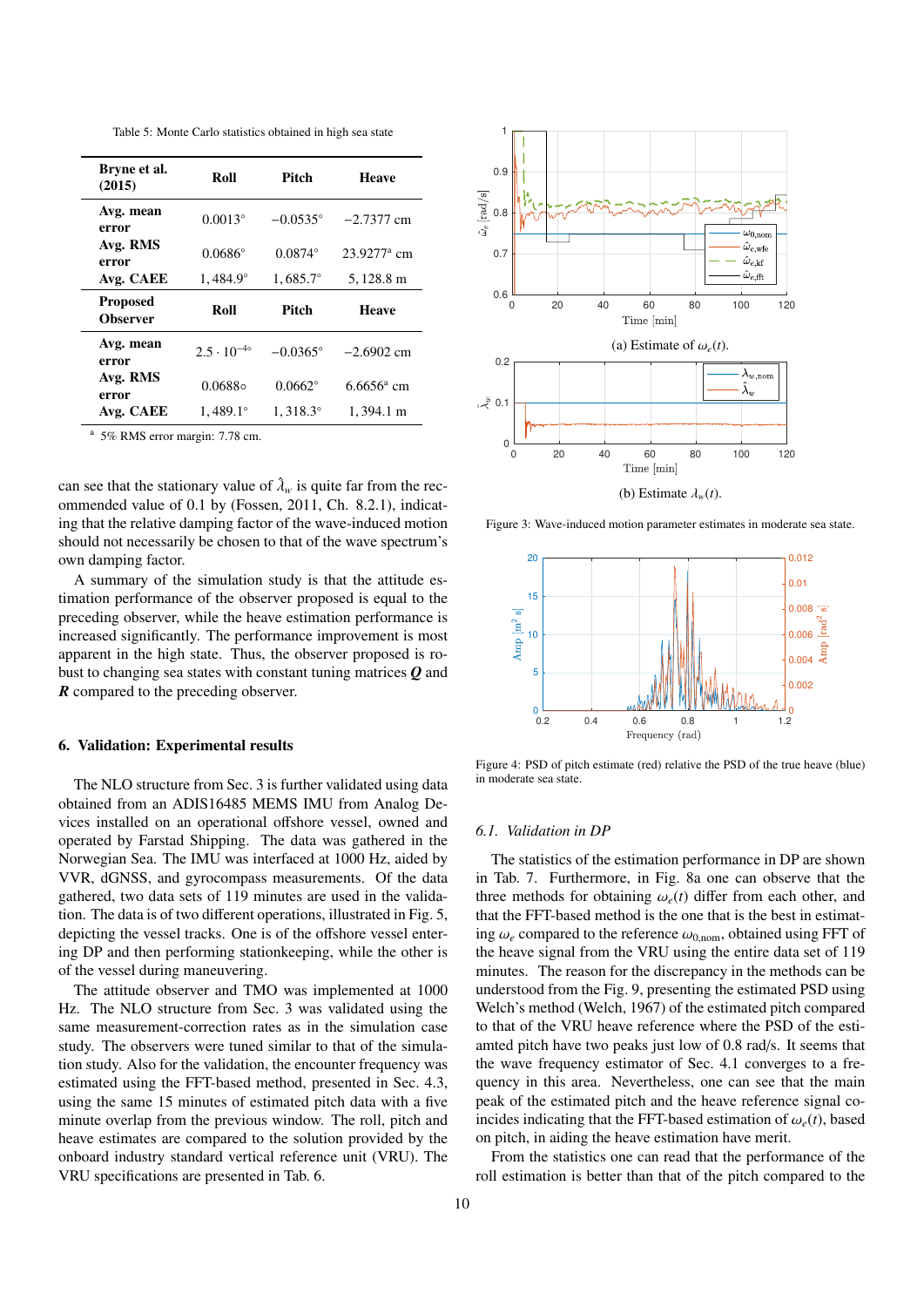Table 5: Monte Carlo statistics obtained in high sea state

| Bryne et al. (2015) | Roll | Pitch | Heave |
|---|---|---|---|
| Avg. mean error | 0.0013° | −0.0535° | −2.7377 cm |
| Avg. RMS error | 0.0686° | 0.0874° | 23.9277[a] cm |
| Avg. CAEE | 1,484.9° | 1,685.7° | 5,128.8 m |
| **Proposed Observer** | **Roll** | **Pitch** | **Heave** |
| Avg. mean error | $2.5 \cdot 10^{-4}$° | −0.0365° | −2.6902 cm |
| Avg. RMS error | 0.0688° | 0.0662° | 6.6656[a] cm |
| Avg. CAEE | 1,489.1° | 1,318.3° | 1,394.1 m |

[a] 5% RMS error margin: 7.78 cm.

can see that the stationary value of $\hat{\lambda}_w$ is quite far from the recommended value of 0.1 by (Fossen, 2011, Ch. 8.2.1), indicating that the relative damping factor of the wave-induced motion should not necessarily be chosen to that of the wave spectrum's own damping factor.

A summary of the simulation study is that the attitude estimation performance of the observer proposed is equal to the preceding observer, while the heave estimation performance is increased significantly. The performance improvement is most apparent in the high state. Thus, the observer proposed is robust to changing sea states with constant tuning matrices $\boldsymbol{Q}$ and $\boldsymbol{R}$ compared to the preceding observer.

## 6. Validation: Experimental results

The NLO structure from Sec. 3 is further validated using data obtained from an ADIS16485 MEMS IMU from Analog Devices installed on an operational offshore vessel, owned and operated by Farstad Shipping. The data was gathered in the Norwegian Sea. The IMU was interfaced at 1000 Hz, aided by VVR, dGNSS, and gyrocompass measurements. Of the data gathered, two data sets of 119 minutes are used in the validation. The data is of two different operations, illustrated in Fig. 5, depicting the vessel tracks. One is of the offshore vessel entering DP and then performing stationkeeping, while the other is of the vessel during maneuvering.

The attitude observer and TMO was implemented at 1000 Hz. The NLO structure from Sec. 3 was validated using the same measurement-correction rates as in the simulation case study. The observers were tuned similar to that of the simulation study. Also for the validation, the encounter frequency was estimated using the FFT-based method, presented in Sec. 4.3, using the same 15 minutes of estimated pitch data with a five minute overlap from the previous window. The roll, pitch and heave estimates are compared to the solution provided by the onboard industry standard vertical reference unit (VRU). The VRU specifications are presented in Tab. 6.

1
0.9
0.8
0.7
0.6
0 20 40 60 80 100 120
Time [min]
$\hat{\omega}_e$ [rad/s]
$\omega_{0,\mathrm{nom}}$
$\hat{\omega}_{e,\mathrm{wfe}}$
$\hat{\omega}_{e,\mathrm{kf}}$
$\hat{\omega}_{e,\mathrm{fft}}$

(a) Estimate of $\omega_e(t)$.

0.2
0.1
0
0 20 40 60 80 100 120
Time [min]
$\hat{\lambda}_w$
$\lambda_{w,\mathrm{nom}}$
$\hat{\lambda}_w$

(b) Estimate $\lambda_w(t)$.

Figure 3: Wave-induced motion parameter estimates in moderate sea state.

20
15
10
5
0
Amp [m² s]
0.012
0.01
0.008
0.006
0.004
0.002
0
Amp [rad² s]
0.2 0.4 0.6 0.8 1 1.2
Frequency (rad)

Figure 4: PSD of pitch estimate (red) relative the PSD of the true heave (blue) in moderate sea state.

### 6.1. Validation in DP

The statistics of the estimation performance in DP are shown in Tab. 7. Furthermore, in Fig. 8a one can observe that the three methods for obtaining $\omega_e(t)$ differ from each other, and that the FFT-based method is the one that is the best in estimating $\omega_e$ compared to the reference $\omega_{0,\mathrm{nom}}$, obtained using FFT of the heave signal from the VRU using the entire data set of 119 minutes. The reason for the discrepancy in the methods can be understood from the Fig. 9, presenting the estimated PSD using Welch's method (Welch, 1967) of the estimated pitch compared to that of the VRU heave reference where the PSD of the estiamted pitch have two peaks just low of 0.8 rad/s. It seems that the wave frequency estimator of Sec. 4.1 converges to a frequency in this area. Nevertheless, one can see that the main peak of the estimated pitch and the heave reference signal coincides indicating that the FFT-based estimation of $\omega_e(t)$, based on pitch, in aiding the heave estimation have merit.

From the statistics one can read that the performance of the roll estimation is better than that of the pitch compared to the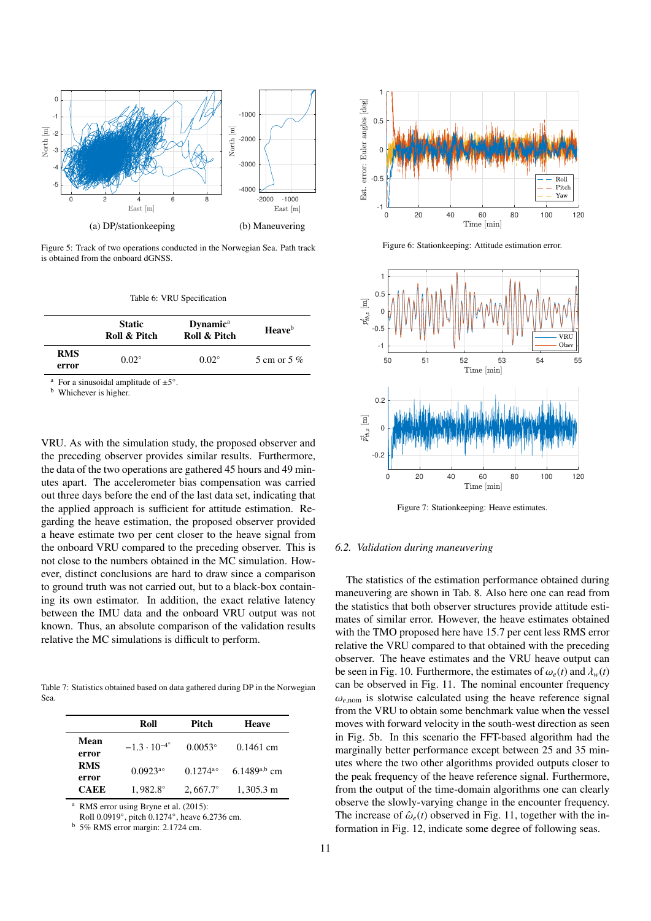(a) DP/stationkeeping (b) Maneuvering

Figure 5: Track of two operations conducted in the Norwegian Sea. Path track is obtained from the onboard dGNSS.

Table 6: VRU Specification

| | Static Roll & Pitch | Dynamic[a] Roll & Pitch | Heave[b] |
|---|---|---|---|
| **RMS error** | 0.02° | 0.02° | 5 cm or 5 % |

[a] For a sinusoidal amplitude of ±5°.
[b] Whichever is higher.

VRU. As with the simulation study, the proposed observer and the preceding observer provides similar results. Furthermore, the data of the two operations are gathered 45 hours and 49 minutes apart. The accelerometer bias compensation was carried out three days before the end of the last data set, indicating that the applied approach is sufficient for attitude estimation. Regarding the heave estimation, the proposed observer provided a heave estimate two per cent closer to the heave signal from the onboard VRU compared to the preceding observer. This is not close to the numbers obtained in the MC simulation. However, distinct conclusions are hard to draw since a comparison to ground truth was not carried out, but to a black-box containing its own estimator. In addition, the exact relative latency between the IMU data and the onboard VRU output was not known. Thus, an absolute comparison of the validation results relative the MC simulations is difficult to perform.

Table 7: Statistics obtained based on data gathered during DP in the Norwegian Sea.

| | Roll | Pitch | Heave |
|---|---|---|---|
| **Mean error** | $-1.3 \cdot 10^{-4}$° | 0.0053° | 0.1461 cm |
| **RMS error** | 0.0923[a]° | 0.1274[a]° | 6.1489[a,b] cm |
| **CAEE** | 1,982.8° | 2,667.7° | 1,305.3 m |

[a] RMS error using Bryne et al. (2015): Roll 0.0919°, pitch 0.1274°, heave 6.2736 cm.
[b] 5% RMS error margin: 2.1724 cm.

Figure 6: Stationkeeping: Attitude estimation error.

Figure 7: Stationkeeping: Heave estimates.

### 6.2. Validation during maneuvering

The statistics of the estimation performance obtained during maneuvering are shown in Tab. 8. Also here one can read from the statistics that both observer structures provide attitude estimates of similar error. However, the heave estimates obtained with the TMO proposed here have 15.7 per cent less RMS error relative the VRU compared to that obtained with the preceding observer. The heave estimates and the VRU heave output can be seen in Fig. 10. Furthermore, the estimates of $\omega_e(t)$ and $\lambda_w(t)$ can be observed in Fig. 11. The nominal encounter frequency $\omega_{e,\text{nom}}$ is slotwise calculated using the heave reference signal from the VRU to obtain some benchmark value when the vessel moves with forward velocity in the south-west direction as seen in Fig. 5b. In this scenario the FFT-based algorithm had the marginally better performance except between 25 and 35 minutes where the two other algorithms provided outputs closer to the peak frequency of the heave reference signal. Furthermore, from the output of the time-domain algorithms one can clearly observe the slowly-varying change in the encounter frequency. The increase of $\hat{\omega}_e(t)$ observed in Fig. 11, together with the information in Fig. 12, indicate some degree of following seas.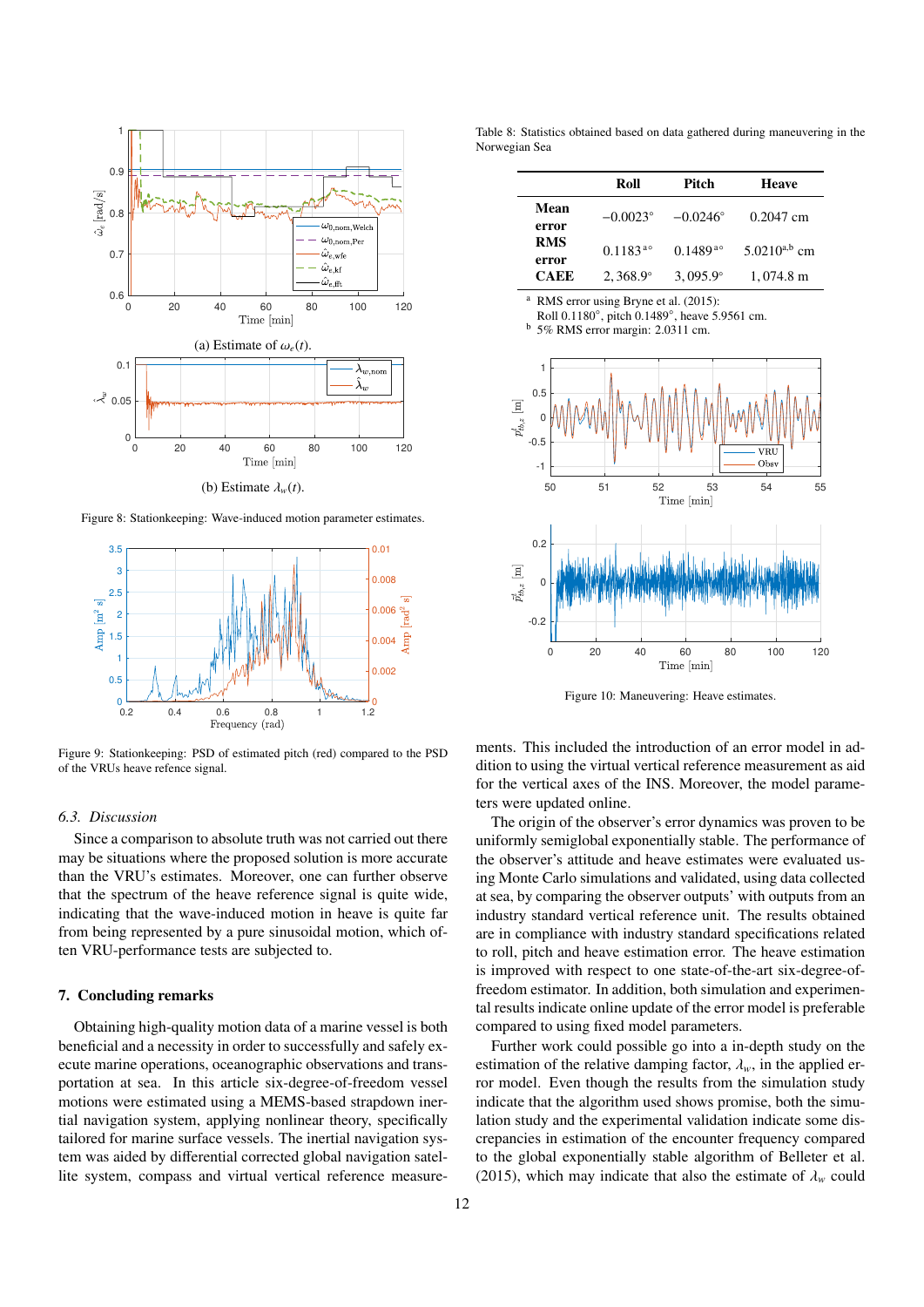Figure 8: Stationkeeping: Wave-induced motion parameter estimates.

(a) Estimate of $\omega_e(t)$.

(b) Estimate $\lambda_w(t)$.

Figure 9: Stationkeeping: PSD of estimated pitch (red) compared to the PSD of the VRUs heave refence signal.

### 6.3. Discussion

Since a comparison to absolute truth was not carried out there may be situations where the proposed solution is more accurate than the VRU's estimates. Moreover, one can further observe that the spectrum of the heave reference signal is quite wide, indicating that the wave-induced motion in heave is quite far from being represented by a pure sinusoidal motion, which often VRU-performance tests are subjected to.

## 7. Concluding remarks

Obtaining high-quality motion data of a marine vessel is both beneficial and a necessity in order to successfully and safely execute marine operations, oceanographic observations and transportation at sea. In this article six-degree-of-freedom vessel motions were estimated using a MEMS-based strapdown inertial navigation system, applying nonlinear theory, specifically tailored for marine surface vessels. The inertial navigation system was aided by differential corrected global navigation satellite system, compass and virtual vertical reference measurements. This included the introduction of an error model in addition to using the virtual vertical reference measurement as aid for the vertical axes of the INS. Moreover, the model parameters were updated online.

The origin of the observer's error dynamics was proven to be uniformly semiglobal exponentially stable. The performance of the observer's attitude and heave estimates were evaluated using Monte Carlo simulations and validated, using data collected at sea, by comparing the observer outputs' with outputs from an industry standard vertical reference unit. The results obtained are in compliance with industry standard specifications related to roll, pitch and heave estimation error. The heave estimation is improved with respect to one state-of-the-art six-degree-of-freedom estimator. In addition, both simulation and experimental results indicate online update of the error model is preferable compared to using fixed model parameters.

Further work could possible go into a in-depth study on the estimation of the relative damping factor, $\lambda_w$, in the applied error model. Even though the results from the simulation study indicate that the algorithm used shows promise, both the simulation study and the experimental validation indicate some discrepancies in estimation of the encounter frequency compared to the global exponentially stable algorithm of Belleter et al. (2015), which may indicate that also the estimate of $\lambda_w$ could

Table 8: Statistics obtained based on data gathered during maneuvering in the Norwegian Sea

| | Roll | Pitch | Heave |
|---|---|---|---|
| **Mean error** | $-0.0023°$ | $-0.0246°$ | 0.2047 cm |
| **RMS error** | $0.1183^{a}°$ | $0.1489^{a}°$ | $5.0210^{a,b}$ cm |
| **CAEE** | $2,368.9°$ | $3,095.9°$ | 1,074.8 m |

[a] RMS error using Bryne et al. (2015): Roll 0.1180°, pitch 0.1489°, heave 5.9561 cm.
[b] 5% RMS error margin: 2.0311 cm.

Figure 10: Maneuvering: Heave estimates.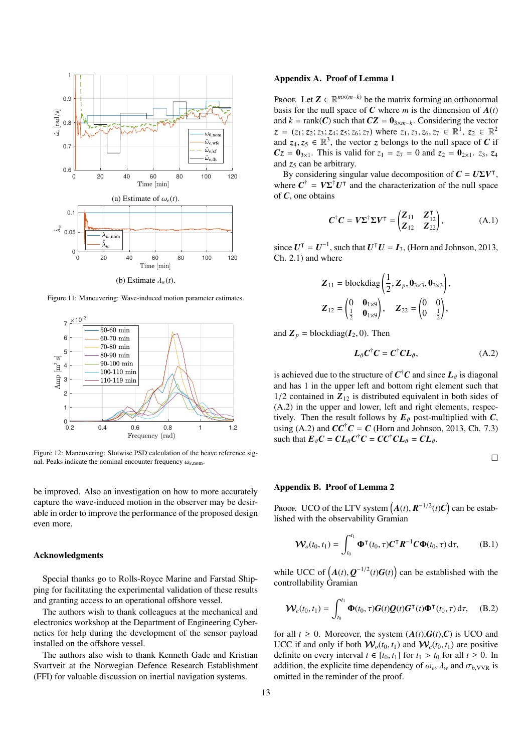1
0.9
0.8
0.7
0.6
0 20 40 60 80 100 120
Time [min]
$\hat{\omega}_e$ [rad/s]
$\omega_{0,\text{nom}}$
$\hat{\omega}_{e,\text{wfe}}$
$\hat{\omega}_{e,\text{kf}}$
$\hat{\omega}_{e,\text{fft}}$

(a) Estimate of $\omega_e(t)$.

0.1
0.05
0
0 20 40 60 80 100 120
Time [min]
$\hat{\lambda}_w$
$\lambda_{w,\text{nom}}$
$\hat{\lambda}_w$

(b) Estimate $\lambda_w(t)$.

Figure 11: Maneuvering: Wave-induced motion parameter estimates.

$\times 10^{-3}$
7 6 5 4 3 2 1 0
Amp [m$^2$ s]
0.2 0.4 0.6 0.8 1 1.2
Frequency (rad)
50-60 min
60-70 min
70-80 min
80-90 min
90-100 min
100-110 min
110-119 min

Figure 12: Maneuvering: Slotwise PSD calculation of the heave reference signal. Peaks indicate the nominal encounter frequency $\omega_{e,\text{nom}}$.

be improved. Also an investigation on how to more accurately capture the wave-induced motion in the observer may be desirable in order to improve the performance of the proposed design even more.

## Acknowledgments

Special thanks go to Rolls-Royce Marine and Farstad Shipping for facilitating the experimental validation of these results and granting access to an operational offshore vessel.

The authors wish to thank colleagues at the mechanical and electronics workshop at the Department of Engineering Cybernetics for help during the development of the sensor payload installed on the offshore vessel.

The authors also wish to thank Kenneth Gade and Kristian Svartveit at the Norwegian Defence Research Establishment (FFI) for valuable discussion on inertial navigation systems.

## Appendix A. Proof of Lemma 1

Proof. Let $\boldsymbol{Z} \in \mathbb{R}^{m \times (m-k)}$ be the matrix forming an orthonormal basis for the null space of $\boldsymbol{C}$ where $m$ is the dimension of $\boldsymbol{A}(t)$ and $k = \text{rank}(\boldsymbol{C})$ such that $\boldsymbol{C}\boldsymbol{Z} = \boldsymbol{0}_{3\times m-k}$. Considering the vector $\boldsymbol{z} = (z_1; \boldsymbol{z}_2; z_3; \boldsymbol{z}_4; \boldsymbol{z}_5; z_6; z_7)$ where $z_1, z_3, z_6, z_7 \in \mathbb{R}^1$, $\boldsymbol{z}_2 \in \mathbb{R}^2$ and $\boldsymbol{z}_4, \boldsymbol{z}_5 \in \mathbb{R}^3$, the vector $\boldsymbol{z}$ belongs to the null space of $\boldsymbol{C}$ if $\boldsymbol{C}\boldsymbol{z} = \boldsymbol{0}_{3\times 1}$. This is valid for $z_1 = z_7 = 0$ and $\boldsymbol{z}_2 = \boldsymbol{0}_{2\times 1}$. $z_3$, $\boldsymbol{z}_4$ and $\boldsymbol{z}_5$ can be arbitrary.

By considering singular value decomposition of $\boldsymbol{C} = \boldsymbol{U}\boldsymbol{\Sigma}\boldsymbol{V}^\intercal$, where $\boldsymbol{C}^\dagger = \boldsymbol{V}\boldsymbol{\Sigma}^\dagger\boldsymbol{U}^\intercal$ and the characterization of the null space of $\boldsymbol{C}$, one obtains

$$\boldsymbol{C}^\dagger\boldsymbol{C} = \boldsymbol{V}\boldsymbol{\Sigma}^\dagger\boldsymbol{\Sigma}\boldsymbol{V}^\intercal = \begin{pmatrix} \boldsymbol{Z}_{11} & \boldsymbol{Z}_{12}^\intercal \\ \boldsymbol{Z}_{12} & \boldsymbol{Z}_{22} \end{pmatrix}, \tag{A.1}$$

since $\boldsymbol{U}^\intercal = \boldsymbol{U}^{-1}$, such that $\boldsymbol{U}^\intercal\boldsymbol{U} = \boldsymbol{I}_3$, (Horn and Johnson, 2013, Ch. 2.1) and where

$$\boldsymbol{Z}_{11} = \text{blockdiag}\left(\frac{1}{2}, \boldsymbol{Z}_p, \boldsymbol{0}_{3\times 3}, \boldsymbol{0}_{3\times 3}\right),$$

$$\boldsymbol{Z}_{12} = \begin{pmatrix} 0 & \boldsymbol{0}_{1\times 9} \\ \frac{1}{2} & \boldsymbol{0}_{1\times 9} \end{pmatrix}, \quad \boldsymbol{Z}_{22} = \begin{pmatrix} 0 & 0 \\ 0 & \frac{1}{2} \end{pmatrix},$$

and $\boldsymbol{Z}_p = \text{blockdiag}(\boldsymbol{I}_2, 0)$. Then

$$\boldsymbol{L}_\vartheta\boldsymbol{C}^\dagger\boldsymbol{C} = \boldsymbol{C}^\dagger\boldsymbol{C}\boldsymbol{L}_\vartheta, \tag{A.2}$$

is achieved due to the structure of $\boldsymbol{C}^\dagger\boldsymbol{C}$ and since $\boldsymbol{L}_\vartheta$ is diagonal and has 1 in the upper left and bottom right element such that 1/2 contained in $\boldsymbol{Z}_{12}$ is distributed equivalent in both sides of (A.2) in the upper and lower, left and right elements, respectively. Then the result follows by $\boldsymbol{E}_\vartheta$ post-multiplied with $\boldsymbol{C}$, using (A.2) and $\boldsymbol{C}\boldsymbol{C}^\dagger\boldsymbol{C} = \boldsymbol{C}$ (Horn and Johnson, 2013, Ch. 7.3) such that $\boldsymbol{E}_\vartheta\boldsymbol{C} = \boldsymbol{C}\boldsymbol{L}_\vartheta\boldsymbol{C}^\dagger\boldsymbol{C} = \boldsymbol{C}\boldsymbol{C}^\dagger\boldsymbol{C}\boldsymbol{L}_\vartheta = \boldsymbol{C}\boldsymbol{L}_\vartheta$.

□

## Appendix B. Proof of Lemma 2

Proof. UCO of the LTV system $\left(\boldsymbol{A}(t), \boldsymbol{R}^{-1/2}(t)\boldsymbol{C}\right)$ can be established with the observability Gramian

$$\boldsymbol{\mathcal{W}}_o(t_0, t_1) = \int_{t_0}^{t_1} \boldsymbol{\Phi}^\intercal(t_0, \tau)\boldsymbol{C}^\intercal\boldsymbol{R}^{-1}\boldsymbol{C}\boldsymbol{\Phi}(t_0, \tau)\,\mathrm{d}\tau, \tag{B.1}$$

while UCC of $\left(\boldsymbol{A}(t), \boldsymbol{Q}^{-1/2}(t)\boldsymbol{G}(t)\right)$ can be established with the controllability Gramian

$$\boldsymbol{\mathcal{W}}_c(t_0, t_1) = \int_{t_0}^{t_1} \boldsymbol{\Phi}(t_0, \tau)\boldsymbol{G}(t)\boldsymbol{Q}(t)\boldsymbol{G}^\intercal(t)\boldsymbol{\Phi}^\intercal(t_0, \tau)\,\mathrm{d}\tau, \tag{B.2}$$

for all $t \geq 0$. Moreover, the system $(\boldsymbol{A}(t), \boldsymbol{G}(t), \boldsymbol{C})$ is UCO and UCC if and only if both $\boldsymbol{\mathcal{W}}_o(t_0, t_1)$ and $\boldsymbol{\mathcal{W}}_c(t_0, t_1)$ are positive definite on every interval $t \in [t_0, t_1]$ for $t_1 > t_0$ for all $t \geq 0$. In addition, the explicit time dependency of $\omega_e$, $\lambda_w$ and $\sigma_{b,\text{VVR}}$ is omitted in the reminder of the proof.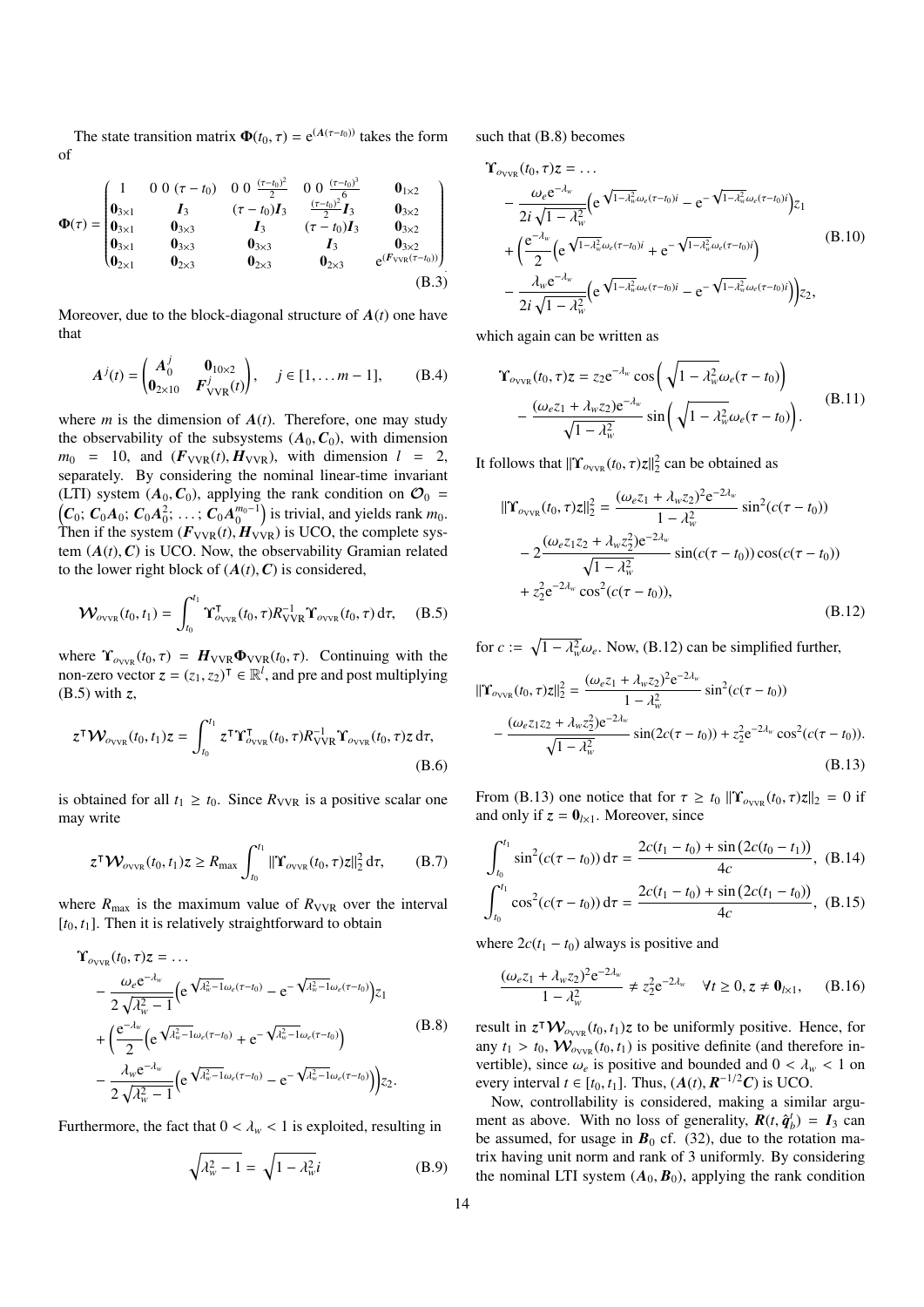The state transition matrix $\boldsymbol{\Phi}(t_0, \tau) = \mathrm{e}^{(\boldsymbol{A}(\tau - t_0))}$ takes the form of

$$
\boldsymbol{\Phi}(\tau) = \begin{pmatrix} 1 & 0\ 0\ (\tau - t_0) & 0\ 0\ \frac{(\tau-t_0)^2}{2} & 0\ 0\ \frac{(\tau-t_0)^3}{6} & \mathbf{0}_{1\times 2} \\ \mathbf{0}_{3\times 1} & \boldsymbol{I}_3 & (\tau - t_0)\boldsymbol{I}_3 & \frac{(\tau-t_0)^2}{2}\boldsymbol{I}_3 & \mathbf{0}_{3\times 2} \\ \mathbf{0}_{3\times 1} & \mathbf{0}_{3\times 3} & \boldsymbol{I}_3 & (\tau - t_0)\boldsymbol{I}_3 & \mathbf{0}_{3\times 2} \\ \mathbf{0}_{3\times 1} & \mathbf{0}_{3\times 3} & \mathbf{0}_{3\times 3} & \boldsymbol{I}_3 & \mathbf{0}_{3\times 2} \\ \mathbf{0}_{2\times 1} & \mathbf{0}_{2\times 3} & \mathbf{0}_{2\times 3} & \mathbf{0}_{2\times 3} & \mathrm{e}^{(\boldsymbol{F}_{\text{VVR}}(\tau - t_0))} \end{pmatrix}. \tag{B.3}
$$

Moreover, due to the block-diagonal structure of $\boldsymbol{A}(t)$ one have that

$$
\boldsymbol{A}^j(t) = \begin{pmatrix} \boldsymbol{A}_0^j & \mathbf{0}_{10\times 2} \\ \mathbf{0}_{2\times 10} & \boldsymbol{F}_{\text{VVR}}^j(t) \end{pmatrix}, \quad j \in [1, \ldots m-1], \tag{B.4}
$$

where $m$ is the dimension of $\boldsymbol{A}(t)$. Therefore, one may study the observability of the subsystems $(\boldsymbol{A}_0, \boldsymbol{C}_0)$, with dimension $m_0 = 10$, and $(\boldsymbol{F}_{\text{VVR}}(t), \boldsymbol{H}_{\text{VVR}})$, with dimension $l = 2$, separately. By considering the nominal linear-time invariant (LTI) system $(\boldsymbol{A}_0, \boldsymbol{C}_0)$, applying the rank condition on $\mathcal{O}_0 = \left(\boldsymbol{C}_0;\ \boldsymbol{C}_0\boldsymbol{A}_0;\ \boldsymbol{C}_0\boldsymbol{A}_0^2;\ \ldots;\ \boldsymbol{C}_0\boldsymbol{A}_0^{m_0-1}\right)$ is trivial, and yields rank $m_0$. Then if the system $(\boldsymbol{F}_{\text{VVR}}(t), \boldsymbol{H}_{\text{VVR}})$ is UCO, the complete system $(\boldsymbol{A}(t), \boldsymbol{C})$ is UCO. Now, the observability Gramian related to the lower right block of $(\boldsymbol{A}(t), \boldsymbol{C})$ is considered,

$$
\boldsymbol{\mathcal{W}}_{o_{\text{VVR}}}(t_0, t_1) = \int_{t_0}^{t_1} \boldsymbol{\Upsilon}_{o_{\text{VVR}}}^{\mathsf{T}}(t_0, \tau) R_{\text{VVR}}^{-1} \boldsymbol{\Upsilon}_{o_{\text{VVR}}}(t_0, \tau)\,\mathrm{d}\tau, \tag{B.5}
$$

where $\boldsymbol{\Upsilon}_{o_{\text{VVR}}}(t_0, \tau) = \boldsymbol{H}_{\text{VVR}}\boldsymbol{\Phi}_{\text{VVR}}(t_0, \tau)$. Continuing with the non-zero vector $\boldsymbol{z} = (z_1, z_2)^{\mathsf{T}} \in \mathbb{R}^l$, and pre and post multiplying (B.5) with $\boldsymbol{z}$,

$$
\boldsymbol{z}^{\mathsf{T}}\boldsymbol{\mathcal{W}}_{o_{\text{VVR}}}(t_0, t_1)\boldsymbol{z} = \int_{t_0}^{t_1} \boldsymbol{z}^{\mathsf{T}}\boldsymbol{\Upsilon}_{o_{\text{VVR}}}^{\mathsf{T}}(t_0, \tau) R_{\text{VVR}}^{-1} \boldsymbol{\Upsilon}_{o_{\text{VVR}}}(t_0, \tau)\boldsymbol{z}\,\mathrm{d}\tau, \tag{B.6}
$$

is obtained for all $t_1 \geq t_0$. Since $R_{\text{VVR}}$ is a positive scalar one may write

$$
\boldsymbol{z}^{\mathsf{T}}\boldsymbol{\mathcal{W}}_{o_{\text{VVR}}}(t_0, t_1)\boldsymbol{z} \geq R_{\max} \int_{t_0}^{t_1} \|\boldsymbol{\Upsilon}_{o_{\text{VVR}}}(t_0, \tau)\boldsymbol{z}\|_2^2\,\mathrm{d}\tau, \tag{B.7}
$$

where $R_{\max}$ is the maximum value of $R_{\text{VVR}}$ over the interval $[t_0, t_1]$. Then it is relatively straightforward to obtain

$$
\begin{aligned}
\boldsymbol{\Upsilon}_{o_{\text{VVR}}}(t_0, \tau)\boldsymbol{z} &= \ldots \\
&- \frac{\omega_e \mathrm{e}^{-\lambda_w}}{2\sqrt{\lambda_w^2 - 1}}\Big(\mathrm{e}^{\sqrt{\lambda_w^2-1}\omega_e(\tau - t_0)} - \mathrm{e}^{-\sqrt{\lambda_w^2-1}\omega_e(\tau - t_0)}\Big)z_1 \\
&+ \Big(\frac{\mathrm{e}^{-\lambda_w}}{2}\Big(\mathrm{e}^{\sqrt{\lambda_w^2-1}\omega_e(\tau - t_0)} + \mathrm{e}^{-\sqrt{\lambda_w^2-1}\omega_e(\tau - t_0)}\Big) \\
&- \frac{\lambda_w \mathrm{e}^{-\lambda_w}}{2\sqrt{\lambda_w^2 - 1}}\Big(\mathrm{e}^{\sqrt{\lambda_w^2-1}\omega_e(\tau - t_0)} - \mathrm{e}^{-\sqrt{\lambda_w^2-1}\omega_e(\tau - t_0)}\Big)\Big)z_2.
\end{aligned} \tag{B.8}
$$

Furthermore, the fact that $0 < \lambda_w < 1$ is exploited, resulting in

$$
\sqrt{\lambda_w^2 - 1} = \sqrt{1 - \lambda_w^2}\,i \tag{B.9}
$$

such that (B.8) becomes

$$
\begin{aligned}
\boldsymbol{\Upsilon}_{o_{\text{VVR}}}(t_0, \tau)\boldsymbol{z} &= \ldots \\
&- \frac{\omega_e \mathrm{e}^{-\lambda_w}}{2i\sqrt{1 - \lambda_w^2}}\Big(\mathrm{e}^{\sqrt{1-\lambda_w^2}\omega_e(\tau - t_0)i} - \mathrm{e}^{-\sqrt{1-\lambda_w^2}\omega_e(\tau - t_0)i}\Big)z_1 \\
&+ \Big(\frac{\mathrm{e}^{-\lambda_w}}{2}\Big(\mathrm{e}^{\sqrt{1-\lambda_w^2}\omega_e(\tau - t_0)i} + \mathrm{e}^{-\sqrt{1-\lambda_w^2}\omega_e(\tau - t_0)i}\Big) \\
&- \frac{\lambda_w \mathrm{e}^{-\lambda_w}}{2i\sqrt{1 - \lambda_w^2}}\Big(\mathrm{e}^{\sqrt{1-\lambda_w^2}\omega_e(\tau - t_0)i} - \mathrm{e}^{-\sqrt{1-\lambda_w^2}\omega_e(\tau - t_0)i}\Big)\Big)z_2,
\end{aligned} \tag{B.10}
$$

which again can be written as

$$
\begin{aligned}
\boldsymbol{\Upsilon}_{o_{\text{VVR}}}(t_0, \tau)\boldsymbol{z} &= z_2 \mathrm{e}^{-\lambda_w}\cos\Big(\sqrt{1 - \lambda_w^2}\,\omega_e(\tau - t_0)\Big) \\
&- \frac{(\omega_e z_1 + \lambda_w z_2)\mathrm{e}^{-\lambda_w}}{\sqrt{1 - \lambda_w^2}}\sin\Big(\sqrt{1 - \lambda_w^2}\,\omega_e(\tau - t_0)\Big).
\end{aligned} \tag{B.11}
$$

It follows that $\|\boldsymbol{\Upsilon}_{o_{\text{VVR}}}(t_0, \tau)\boldsymbol{z}\|_2^2$ can be obtained as

$$
\begin{aligned}
\|\boldsymbol{\Upsilon}_{o_{\text{VVR}}}(t_0, \tau)\boldsymbol{z}\|_2^2 &= \frac{(\omega_e z_1 + \lambda_w z_2)^2 \mathrm{e}^{-2\lambda_w}}{1 - \lambda_w^2}\sin^2(c(\tau - t_0)) \\
&- 2\frac{(\omega_e z_1 z_2 + \lambda_w z_2^2)\mathrm{e}^{-2\lambda_w}}{\sqrt{1 - \lambda_w^2}}\sin(c(\tau - t_0))\cos(c(\tau - t_0)) \\
&+ z_2^2 \mathrm{e}^{-2\lambda_w}\cos^2(c(\tau - t_0)),
\end{aligned} \tag{B.12}
$$

for $c := \sqrt{1 - \lambda_w^2}\,\omega_e$. Now, (B.12) can be simplified further,

$$
\begin{aligned}
\|\boldsymbol{\Upsilon}_{o_{\text{VVR}}}(t_0, \tau)\boldsymbol{z}\|_2^2 &= \frac{(\omega_e z_1 + \lambda_w z_2)^2 \mathrm{e}^{-2\lambda_w}}{1 - \lambda_w^2}\sin^2(c(\tau - t_0)) \\
&- \frac{(\omega_e z_1 z_2 + \lambda_w z_2^2)\mathrm{e}^{-2\lambda_w}}{\sqrt{1 - \lambda_w^2}}\sin(2c(\tau - t_0)) + z_2^2 \mathrm{e}^{-2\lambda_w}\cos^2(c(\tau - t_0)).
\end{aligned} \tag{B.13}
$$

From (B.13) one notice that for $\tau \geq t_0$ $\|\boldsymbol{\Upsilon}_{o_{\text{VVR}}}(t_0, \tau)\boldsymbol{z}\|_2 = 0$ if and only if $\boldsymbol{z} = \mathbf{0}_{l\times 1}$. Moreover, since

$$
\int_{t_0}^{t_1} \sin^2(c(\tau - t_0))\,\mathrm{d}\tau = \frac{2c(t_1 - t_0) + \sin(2c(t_0 - t_1))}{4c}, \tag{B.14}
$$

$$
\int_{t_0}^{t_1} \cos^2(c(\tau - t_0))\,\mathrm{d}\tau = \frac{2c(t_1 - t_0) + \sin(2c(t_1 - t_0))}{4c}, \tag{B.15}
$$

where $2c(t_1 - t_0)$ always is positive and

$$
\frac{(\omega_e z_1 + \lambda_w z_2)^2 \mathrm{e}^{-2\lambda_w}}{1 - \lambda_w^2} \neq z_2^2 \mathrm{e}^{-2\lambda_w} \quad \forall t \geq 0, \boldsymbol{z} \neq \mathbf{0}_{l\times 1}, \tag{B.16}
$$

result in $\boldsymbol{z}^{\mathsf{T}}\boldsymbol{\mathcal{W}}_{o_{\text{VVR}}}(t_0, t_1)\boldsymbol{z}$ to be uniformly positive. Hence, for any $t_1 > t_0$, $\boldsymbol{\mathcal{W}}_{o_{\text{VVR}}}(t_0, t_1)$ is positive definite (and therefore invertible), since $\omega_e$ is positive and bounded and $0 < \lambda_w < 1$ on every interval $t \in [t_0, t_1]$. Thus, $(\boldsymbol{A}(t), \boldsymbol{R}^{-1/2}\boldsymbol{C})$ is UCO.

Now, controllability is considered, making a similar argument as above. With no loss of generality, $\boldsymbol{R}(t, \hat{\boldsymbol{q}}_b^t) = \boldsymbol{I}_3$ can be assumed, for usage in $\boldsymbol{B}_0$ cf. (32), due to the rotation matrix having unit norm and rank of 3 uniformly. By considering the nominal LTI system $(\boldsymbol{A}_0, \boldsymbol{B}_0)$, applying the rank condition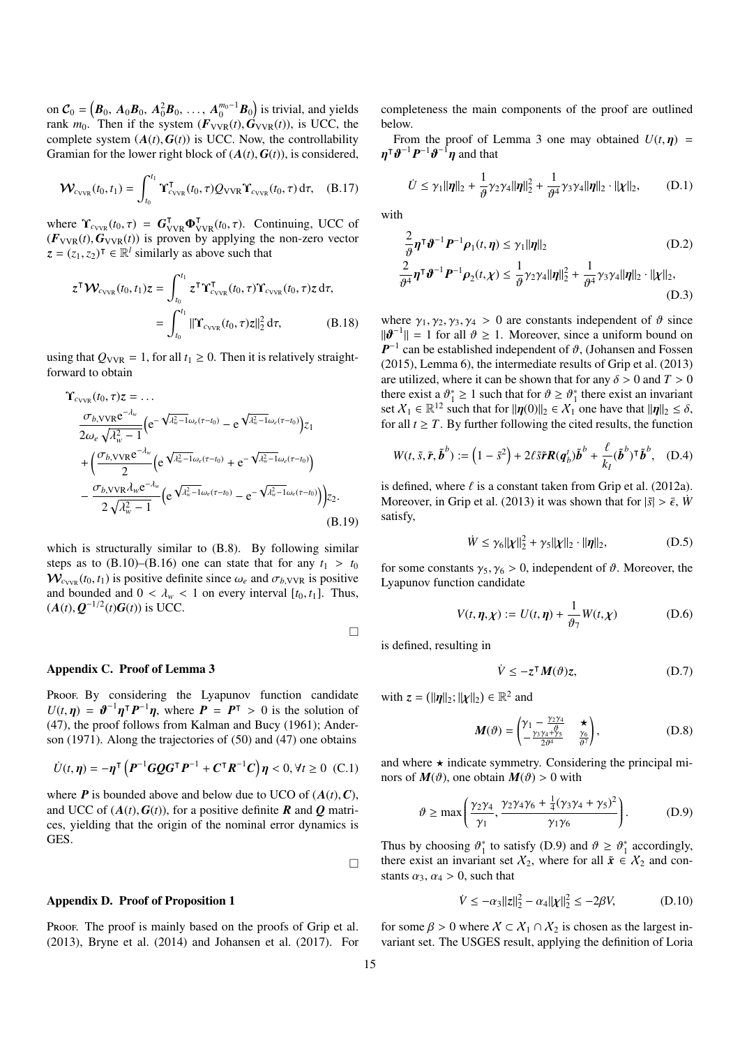on $\mathcal{C}_0 = \left(\boldsymbol{B}_0,\ \boldsymbol{A}_0\boldsymbol{B}_0,\ \boldsymbol{A}_0^2\boldsymbol{B}_0,\ \dots,\ \boldsymbol{A}_0^{m_0-1}\boldsymbol{B}_0\right)$ is trivial, and yields rank $m_0$. Then if the system $(\boldsymbol{F}_{\text{VVR}}(t), \boldsymbol{G}_{\text{VVR}}(t))$, is UCC, the complete system $(\boldsymbol{A}(t), \boldsymbol{G}(t))$ is UCC. Now, the controllability Gramian for the lower right block of $(\boldsymbol{A}(t), \boldsymbol{G}(t))$, is considered,

$$\boldsymbol{\mathcal{W}}_{c_{\text{VVR}}}(t_0, t_1) = \int_{t_0}^{t_1} \boldsymbol{\Upsilon}_{c_{\text{VVR}}}^{\intercal}(t_0, \tau) Q_{\text{VVR}} \boldsymbol{\Upsilon}_{c_{\text{VVR}}}(t_0, \tau)\,\mathrm{d}\tau, \quad \text{(B.17)}$$

where $\boldsymbol{\Upsilon}_{c_{\text{VVR}}}(t_0, \tau) = \boldsymbol{G}_{\text{VVR}}^{\intercal} \boldsymbol{\Phi}_{\text{VVR}}^{\intercal}(t_0, \tau)$. Continuing, UCC of $(\boldsymbol{F}_{\text{VVR}}(t), \boldsymbol{G}_{\text{VVR}}(t))$ is proven by applying the non-zero vector $\boldsymbol{z} = (z_1, z_2)^{\intercal} \in \mathbb{R}^l$ similarly as above such that

$$\begin{aligned}
\boldsymbol{z}^{\intercal} \boldsymbol{\mathcal{W}}_{c_{\text{VVR}}}(t_0, t_1) \boldsymbol{z} &= \int_{t_0}^{t_1} \boldsymbol{z}^{\intercal} \boldsymbol{\Upsilon}_{c_{\text{VVR}}}^{\intercal}(t_0, \tau) \boldsymbol{\Upsilon}_{c_{\text{VVR}}}(t_0, \tau) \boldsymbol{z}\,\mathrm{d}\tau, \\
&= \int_{t_0}^{t_1} \|\boldsymbol{\Upsilon}_{c_{\text{VVR}}}(t_0, \tau) \boldsymbol{z}\|_2^2\,\mathrm{d}\tau, \quad \text{(B.18)}
\end{aligned}$$

using that $Q_{\text{VVR}} = 1$, for all $t_1 \geq 0$. Then it is relatively straightforward to obtain

$$\begin{aligned}
&\boldsymbol{\Upsilon}_{c_{\text{VVR}}}(t_0, \tau) \boldsymbol{z} = \dots \\
&\frac{\sigma_{b,\text{VVR}} \mathrm{e}^{-\lambda_w}}{2\omega_e \sqrt{\lambda_w^2 - 1}} \Big(\mathrm{e}^{-\sqrt{\lambda_w^2 - 1}\omega_e(\tau - t_0)} - \mathrm{e}^{\sqrt{\lambda_w^2 - 1}\omega_e(\tau - t_0)}\Big) z_1 \\
&+ \Big(\frac{\sigma_{b,\text{VVR}} \mathrm{e}^{-\lambda_w}}{2} \Big(\mathrm{e}^{\sqrt{\lambda_w^2 - 1}\omega_e(\tau - t_0)} + \mathrm{e}^{-\sqrt{\lambda_w^2 - 1}\omega_e(\tau - t_0)}\Big) \\
&- \frac{\sigma_{b,\text{VVR}} \lambda_w \mathrm{e}^{-\lambda_w}}{2\sqrt{\lambda_w^2 - 1}} \Big(\mathrm{e}^{\sqrt{\lambda_w^2 - 1}\omega_e(\tau - t_0)} - \mathrm{e}^{-\sqrt{\lambda_w^2 - 1}\omega_e(\tau - t_0)}\Big)\Big) z_2.
\end{aligned} \quad \text{(B.19)}$$

which is structurally similar to (B.8). By following similar steps as to (B.10)–(B.16) one can state that for any $t_1 > t_0$ $\boldsymbol{\mathcal{W}}_{c_{\text{VVR}}}(t_0, t_1)$ is positive definite since $\omega_e$ and $\sigma_{b,\text{VVR}}$ is positive and bounded and $0 < \lambda_w < 1$ on every interval $[t_0, t_1]$. Thus, $(\boldsymbol{A}(t), \boldsymbol{Q}^{-1/2}(t)\boldsymbol{G}(t))$ is UCC.

□

## Appendix C. Proof of Lemma 3

Proof. By considering the Lyapunov function candidate $U(t, \boldsymbol{\eta}) = \boldsymbol{\vartheta}^{-1}\boldsymbol{\eta}^{\intercal}\boldsymbol{P}^{-1}\boldsymbol{\eta}$, where $\boldsymbol{P} = \boldsymbol{P}^{\intercal} > 0$ is the solution of (47), the proof follows from Kalman and Bucy (1961); Anderson (1971). Along the trajectories of (50) and (47) one obtains

$$\dot{U}(t, \boldsymbol{\eta}) = -\boldsymbol{\eta}^{\intercal}\left(\boldsymbol{P}^{-1}\boldsymbol{G}\boldsymbol{Q}\boldsymbol{G}^{\intercal}\boldsymbol{P}^{-1} + \boldsymbol{C}^{\intercal}\boldsymbol{R}^{-1}\boldsymbol{C}\right)\boldsymbol{\eta} < 0, \forall t \geq 0 \quad \text{(C.1)}$$

where $\boldsymbol{P}$ is bounded above and below due to UCO of $(\boldsymbol{A}(t), \boldsymbol{C})$, and UCC of $(\boldsymbol{A}(t), \boldsymbol{G}(t))$, for a positive definite $\boldsymbol{R}$ and $\boldsymbol{Q}$ matrices, yielding that the origin of the nominal error dynamics is GES.

□

## Appendix D. Proof of Proposition 1

Proof. The proof is mainly based on the proofs of Grip et al. (2013), Bryne et al. (2014) and Johansen et al. (2017). For completeness the main components of the proof are outlined below.

From the proof of Lemma 3 one may obtained $U(t, \boldsymbol{\eta}) = \boldsymbol{\eta}^{\intercal}\boldsymbol{\vartheta}^{-1}\boldsymbol{P}^{-1}\boldsymbol{\vartheta}^{-1}\boldsymbol{\eta}$ and that

$$\dot{U} \leq \gamma_1\|\boldsymbol{\eta}\|_2 + \frac{1}{\vartheta}\gamma_2\gamma_4\|\boldsymbol{\eta}\|_2^2 + \frac{1}{\vartheta^4}\gamma_3\gamma_4\|\boldsymbol{\eta}\|_2 \cdot \|\boldsymbol{\chi}\|_2, \quad \text{(D.1)}$$

with

$$\frac{2}{\vartheta}\boldsymbol{\eta}^{\intercal}\boldsymbol{\vartheta}^{-1}\boldsymbol{P}^{-1}\boldsymbol{\rho}_1(t, \boldsymbol{\eta}) \leq \gamma_1\|\boldsymbol{\eta}\|_2 \quad \text{(D.2)}$$

$$\frac{2}{\vartheta^4}\boldsymbol{\eta}^{\intercal}\boldsymbol{\vartheta}^{-1}\boldsymbol{P}^{-1}\boldsymbol{\rho}_2(t, \boldsymbol{\chi}) \leq \frac{1}{\vartheta}\gamma_2\gamma_4\|\boldsymbol{\eta}\|_2^2 + \frac{1}{\vartheta^4}\gamma_3\gamma_4\|\boldsymbol{\eta}\|_2 \cdot \|\boldsymbol{\chi}\|_2, \quad \text{(D.3)}$$

where $\gamma_1, \gamma_2, \gamma_3, \gamma_4 > 0$ are constants independent of $\vartheta$ since $\|\boldsymbol{\vartheta}^{-1}\| = 1$ for all $\vartheta \geq 1$. Moreover, since a uniform bound on $\boldsymbol{P}^{-1}$ can be established independent of $\vartheta$, (Johansen and Fossen (2015), Lemma 6), the intermediate results of Grip et al. (2013) are utilized, where it can be shown that for any $\delta > 0$ and $T > 0$ there exist a $\vartheta_1^* \geq 1$ such that for $\vartheta \geq \vartheta_1^*$ there exist an invariant set $\mathcal{X}_1 \in \mathbb{R}^{12}$ such that for $\|\boldsymbol{\eta}(0)\|_2 \in \mathcal{X}_1$ one have that $\|\boldsymbol{\eta}\|_2 \leq \delta$, for all $t \geq T$. By further following the cited results, the function

$$W(t, \tilde{s}, \tilde{\boldsymbol{r}}, \tilde{\boldsymbol{b}}^b) := \left(1 - \tilde{s}^2\right) + 2\ell\tilde{s}\tilde{\boldsymbol{r}}\boldsymbol{R}(\boldsymbol{q}_b^t)\tilde{\boldsymbol{b}}^b + \frac{\ell}{k_I}(\tilde{\boldsymbol{b}}^b)^{\intercal}\tilde{\boldsymbol{b}}^b, \quad \text{(D.4)}$$

is defined, where $\ell$ is a constant taken from Grip et al. (2012a). Moreover, in Grip et al. (2013) it was shown that for $|\tilde{s}| > \bar{\epsilon}$, $\dot{W}$ satisfy,

$$\dot{W} \leq \gamma_6\|\boldsymbol{\chi}\|_2^2 + \gamma_5\|\boldsymbol{\chi}\|_2 \cdot \|\boldsymbol{\eta}\|_2, \quad \text{(D.5)}$$

for some constants $\gamma_5, \gamma_6 > 0$, independent of $\vartheta$. Moreover, the Lyapunov function candidate

$$V(t, \boldsymbol{\eta}, \boldsymbol{\chi}) := U(t, \boldsymbol{\eta}) + \frac{1}{\vartheta_7}W(t, \boldsymbol{\chi}) \quad \text{(D.6)}$$

is defined, resulting in

$$\dot{V} \leq -\boldsymbol{z}^{\intercal}\boldsymbol{M}(\vartheta)\boldsymbol{z}, \quad \text{(D.7)}$$

with $\boldsymbol{z} = (\|\boldsymbol{\eta}\|_2; \|\boldsymbol{\chi}\|_2) \in \mathbb{R}^2$ and

$$\boldsymbol{M}(\vartheta) = \begin{pmatrix} \gamma_1 - \frac{\gamma_2\gamma_4}{\vartheta} & \star \\ -\frac{\gamma_3\gamma_4 + \gamma_5}{2\vartheta^4} & \frac{\gamma_6}{\vartheta^7} \end{pmatrix}, \quad \text{(D.8)}$$

and where $\star$ indicate symmetry. Considering the principal minors of $\boldsymbol{M}(\vartheta)$, one obtain $\boldsymbol{M}(\vartheta) > 0$ with

$$\vartheta \geq \max\left(\frac{\gamma_2\gamma_4}{\gamma_1}, \frac{\gamma_2\gamma_4\gamma_6 + \frac{1}{4}(\gamma_3\gamma_4 + \gamma_5)^2}{\gamma_1\gamma_6}\right). \quad \text{(D.9)}$$

Thus by choosing $\vartheta_1^*$ to satisfy (D.9) and $\vartheta \geq \vartheta_1^*$ accordingly, there exist an invariant set $\mathcal{X}_2$, where for all $\tilde{\boldsymbol{x}} \in \mathcal{X}_2$ and constants $\alpha_3, \alpha_4 > 0$, such that

$$\dot{V} \leq -\alpha_3\|\boldsymbol{z}\|_2^2 - \alpha_4\|\boldsymbol{\chi}\|_2^2 \leq -2\beta V, \quad \text{(D.10)}$$

for some $\beta > 0$ where $\mathcal{X} \subset \mathcal{X}_1 \cap \mathcal{X}_2$ is chosen as the largest invariant set. The USGES result, applying the definition of Loria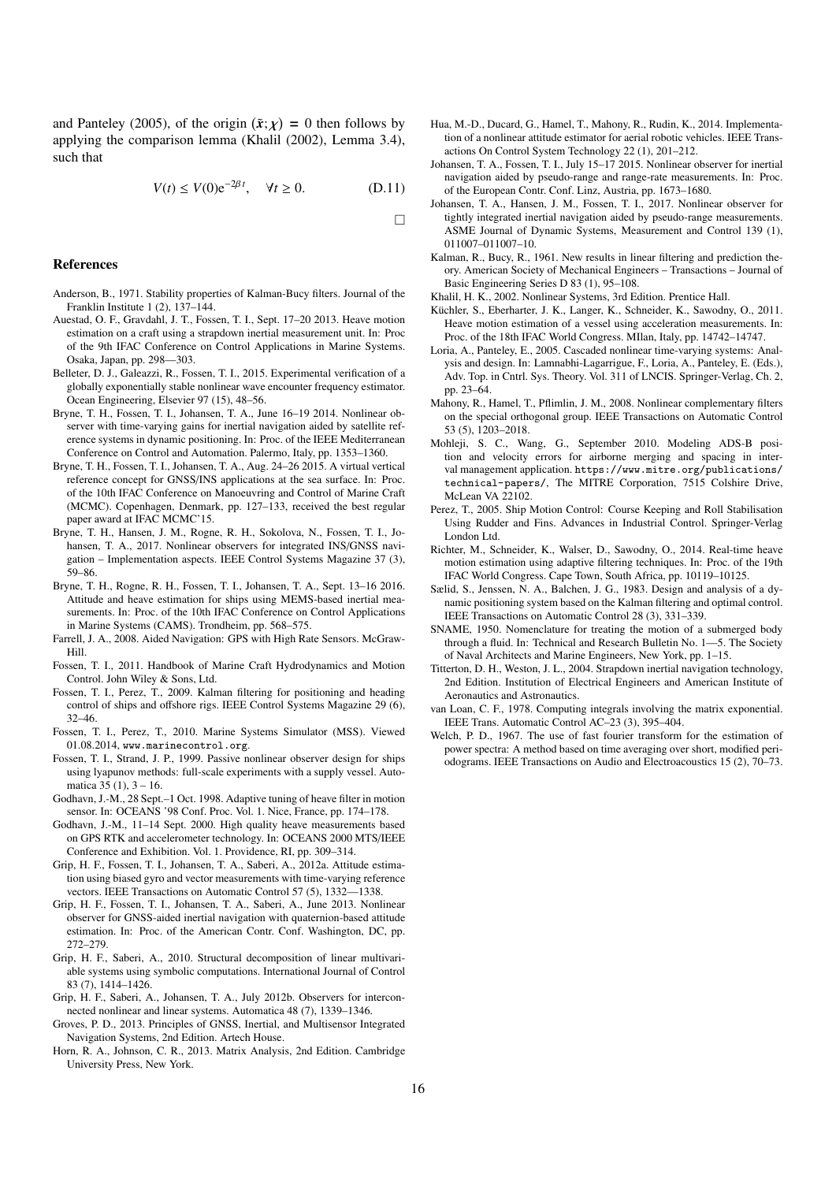and Panteley (2005), of the origin $(\tilde{x};\chi) = 0$ then follows by applying the comparison lemma (Khalil (2002), Lemma 3.4), such that

$$V(t) \leq V(0)e^{-2\beta t}, \quad \forall t \geq 0. \tag{D.11}$$

□

## References

Anderson, B., 1971. Stability properties of Kalman-Bucy filters. Journal of the Franklin Institute 1 (2), 137–144.

Auestad, O. F., Gravdahl, J. T., Fossen, T. I., Sept. 17–20 2013. Heave motion estimation on a craft using a strapdown inertial measurement unit. In: Proc of the 9th IFAC Conference on Control Applications in Marine Systems. Osaka, Japan, pp. 298—303.

Belleter, D. J., Galeazzi, R., Fossen, T. I., 2015. Experimental verification of a globally exponentially stable nonlinear wave encounter frequency estimator. Ocean Engineering, Elsevier 97 (15), 48–56.

Bryne, T. H., Fossen, T. I., Johansen, T. A., June 16–19 2014. Nonlinear observer with time-varying gains for inertial navigation aided by satellite reference systems in dynamic positioning. In: Proc. of the IEEE Mediterranean Conference on Control and Automation. Palermo, Italy, pp. 1353–1360.

Bryne, T. H., Fossen, T. I., Johansen, T. A., Aug. 24–26 2015. A virtual vertical reference concept for GNSS/INS applications at the sea surface. In: Proc. of the 10th IFAC Conference on Manoeuvring and Control of Marine Craft (MCMC). Copenhagen, Denmark, pp. 127–133, received the best regular paper award at IFAC MCMC'15.

Bryne, T. H., Hansen, J. M., Rogne, R. H., Sokolova, N., Fossen, T. I., Johansen, T. A., 2017. Nonlinear observers for integrated INS/GNSS navigation – Implementation aspects. IEEE Control Systems Magazine 37 (3), 59–86.

Bryne, T. H., Rogne, R. H., Fossen, T. I., Johansen, T. A., Sept. 13–16 2016. Attitude and heave estimation for ships using MEMS-based inertial measurements. In: Proc. of the 10th IFAC Conference on Control Applications in Marine Systems (CAMS). Trondheim, pp. 568–575.

Farrell, J. A., 2008. Aided Navigation: GPS with High Rate Sensors. McGraw-Hill.

Fossen, T. I., 2011. Handbook of Marine Craft Hydrodynamics and Motion Control. John Wiley & Sons, Ltd.

Fossen, T. I., Perez, T., 2009. Kalman filtering for positioning and heading control of ships and offshore rigs. IEEE Control Systems Magazine 29 (6), 32–46.

Fossen, T. I., Perez, T., 2010. Marine Systems Simulator (MSS). Viewed 01.08.2014, www.marinecontrol.org.

Fossen, T. I., Strand, J. P., 1999. Passive nonlinear observer design for ships using lyapunov methods: full-scale experiments with a supply vessel. Automatica 35 (1), 3 – 16.

Godhavn, J.-M., 28 Sept.–1 Oct. 1998. Adaptive tuning of heave filter in motion sensor. In: OCEANS '98 Conf. Proc. Vol. 1. Nice, France, pp. 174–178.

Godhavn, J.-M., 11–14 Sept. 2000. High quality heave measurements based on GPS RTK and accelerometer technology. In: OCEANS 2000 MTS/IEEE Conference and Exhibition. Vol. 1. Providence, RI, pp. 309–314.

Grip, H. F., Fossen, T. I., Johansen, T. A., Saberi, A., 2012a. Attitude estimation using biased gyro and vector measurements with time-varying reference vectors. IEEE Transactions on Automatic Control 57 (5), 1332—1338.

Grip, H. F., Fossen, T. I., Johansen, T. A., Saberi, A., June 2013. Nonlinear observer for GNSS-aided inertial navigation with quaternion-based attitude estimation. In: Proc. of the American Contr. Conf. Washington, DC, pp. 272–279.

Grip, H. F., Saberi, A., 2010. Structural decomposition of linear multivariable systems using symbolic computations. International Journal of Control 83 (7), 1414–1426.

Grip, H. F., Saberi, A., Johansen, T. A., July 2012b. Observers for interconnected nonlinear and linear systems. Automatica 48 (7), 1339–1346.

Groves, P. D., 2013. Principles of GNSS, Inertial, and Multisensor Integrated Navigation Systems, 2nd Edition. Artech House.

Horn, R. A., Johnson, C. R., 2013. Matrix Analysis, 2nd Edition. Cambridge University Press, New York.

Hua, M.-D., Ducard, G., Hamel, T., Mahony, R., Rudin, K., 2014. Implementation of a nonlinear attitude estimator for aerial robotic vehicles. IEEE Transactions On Control System Technology 22 (1), 201–212.

Johansen, T. A., Fossen, T. I., July 15–17 2015. Nonlinear observer for inertial navigation aided by pseudo-range and range-rate measurements. In: Proc. of the European Contr. Conf. Linz, Austria, pp. 1673–1680.

Johansen, T. A., Hansen, J. M., Fossen, T. I., 2017. Nonlinear observer for tightly integrated inertial navigation aided by pseudo-range measurements. ASME Journal of Dynamic Systems, Measurement and Control 139 (1), 011007–011007–10.

Kalman, R., Bucy, R., 1961. New results in linear filtering and prediction theory. American Society of Mechanical Engineers – Transactions – Journal of Basic Engineering Series D 83 (1), 95–108.

Khalil, H. K., 2002. Nonlinear Systems, 3rd Edition. Prentice Hall.

Küchler, S., Eberharter, J. K., Langer, K., Schneider, K., Sawodny, O., 2011. Heave motion estimation of a vessel using acceleration measurements. In: Proc. of the 18th IFAC World Congress. MIlan, Italy, pp. 14742–14747.

Loria, A., Panteley, E., 2005. Cascaded nonlinear time-varying systems: Analysis and design. In: Lamnabhi-Lagarrigue, F., Loria, A., Panteley, E. (Eds.), Adv. Top. in Cntrl. Sys. Theory. Vol. 311 of LNCIS. Springer-Verlag, Ch. 2, pp. 23–64.

Mahony, R., Hamel, T., Pflimlin, J. M., 2008. Nonlinear complementary filters on the special orthogonal group. IEEE Transactions on Automatic Control 53 (5), 1203–2018.

Mohleji, S. C., Wang, G., September 2010. Modeling ADS-B position and velocity errors for airborne merging and spacing in interval management application. https://www.mitre.org/publications/technical-papers/, The MITRE Corporation, 7515 Colshire Drive, McLean VA 22102.

Perez, T., 2005. Ship Motion Control: Course Keeping and Roll Stabilisation Using Rudder and Fins. Advances in Industrial Control. Springer-Verlag London Ltd.

Richter, M., Schneider, K., Walser, D., Sawodny, O., 2014. Real-time heave motion estimation using adaptive filtering techniques. In: Proc. of the 19th IFAC World Congress. Cape Town, South Africa, pp. 10119–10125.

Sælid, S., Jenssen, N. A., Balchen, J. G., 1983. Design and analysis of a dynamic positioning system based on the Kalman filtering and optimal control. IEEE Transactions on Automatic Control 28 (3), 331–339.

SNAME, 1950. Nomenclature for treating the motion of a submerged body through a fluid. In: Technical and Research Bulletin No. 1—5. The Society of Naval Architects and Marine Engineers, New York, pp. 1–15.

Titterton, D. H., Weston, J. L., 2004. Strapdown inertial navigation technology, 2nd Edition. Institution of Electrical Engineers and American Institute of Aeronautics and Astronautics.

van Loan, C. F., 1978. Computing integrals involving the matrix exponential. IEEE Trans. Automatic Control AC–23 (3), 395–404.

Welch, P. D., 1967. The use of fast fourier transform for the estimation of power spectra: A method based on time averaging over short, modified periodograms. IEEE Transactions on Audio and Electroacoustics 15 (2), 70–73.